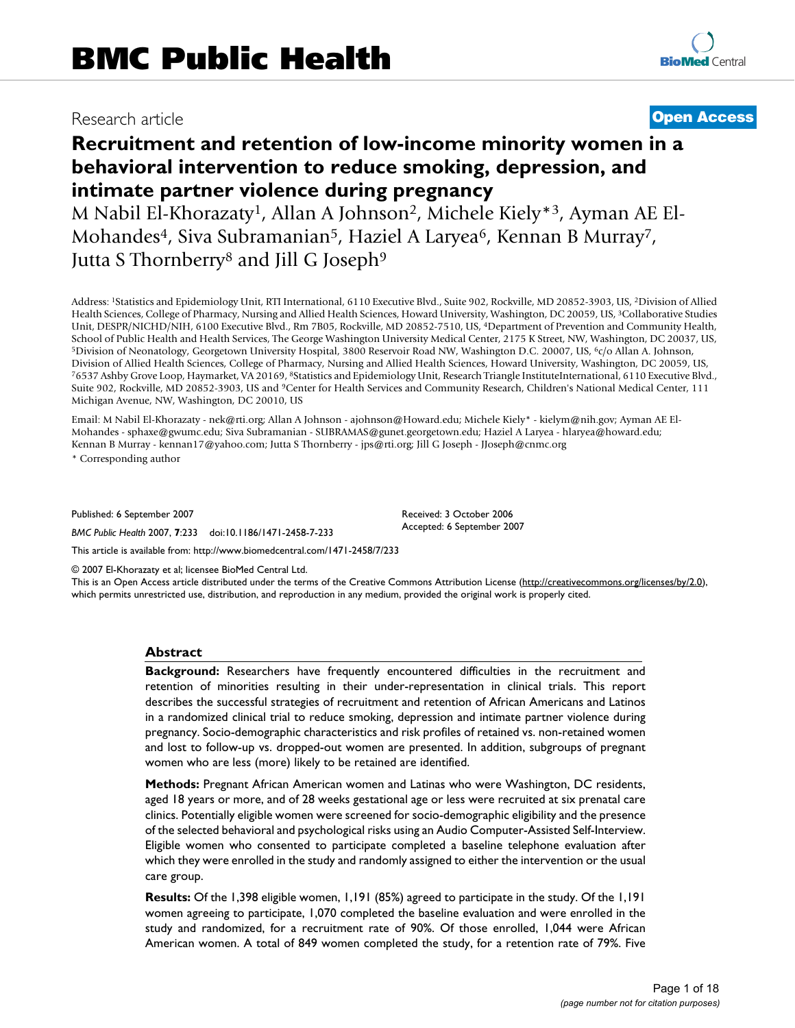# BMC Public Health

Research article

**Open Access**

## Recruitment and retention of low-income minority women in a behavioral intervention to reduce smoking, depression, and intimate partner violence during pregnancy

M Nabil El-Khorazaty[1], Allan A Johnson[2], Michele Kiely*[3], Ayman AE El-Mohandes[4], Siva Subramanian[5], Haziel A Laryea[6], Kennan B Murray[7], Jutta S Thornberry[8] and Jill G Joseph[9]

Address: [1]Statistics and Epidemiology Unit, RTI International, 6110 Executive Blvd., Suite 902, Rockville, MD 20852-3903, US, [2]Division of Allied Health Sciences, College of Pharmacy, Nursing and Allied Health Sciences, Howard University, Washington, DC 20059, US, [3]Collaborative Studies Unit, DESPR/NICHD/NIH, 6100 Executive Blvd., Rm 7B05, Rockville, MD 20852-7510, US, [4]Department of Prevention and Community Health, School of Public Health and Health Services, The George Washington University Medical Center, 2175 K Street, NW, Washington, DC 20037, US, [5]Division of Neonatology, Georgetown University Hospital, 3800 Reservoir Road NW, Washington D.C. 20007, US, [6]c/o Allan A. Johnson, Division of Allied Health Sciences, College of Pharmacy, Nursing and Allied Health Sciences, Howard University, Washington, DC 20059, US, [7]6537 Ashby Grove Loop, Haymarket, VA 20169, [8]Statistics and Epidemiology Unit, Research Triangle InstituteInternational, 6110 Executive Blvd., Suite 902, Rockville, MD 20852-3903, US and [9]Center for Health Services and Community Research, Children's National Medical Center, 111 Michigan Avenue, NW, Washington, DC 20010, US

Email: M Nabil El-Khorazaty - nek@rti.org; Allan A Johnson - ajohnson@Howard.edu; Michele Kiely* - kielym@nih.gov; Ayman AE El-Mohandes - sphaxe@gwumc.edu; Siva Subramanian - SUBRAMAS@gunet.georgetown.edu; Haziel A Laryea - hlaryea@howard.edu; Kennan B Murray - kennan17@yahoo.com; Jutta S Thornberry - jps@rti.org; Jill G Joseph - JJoseph@cnmc.org

* Corresponding author

Published: 6 September 2007

*BMC Public Health* 2007, **7**:233 doi:10.1186/1471-2458-7-233

Received: 3 October 2006
Accepted: 6 September 2007

This article is available from: http://www.biomedcentral.com/1471-2458/7/233

© 2007 El-Khorazaty et al; licensee BioMed Central Ltd.
This is an Open Access article distributed under the terms of the Creative Commons Attribution License (http://creativecommons.org/licenses/by/2.0), which permits unrestricted use, distribution, and reproduction in any medium, provided the original work is properly cited.

### Abstract

**Background:** Researchers have frequently encountered difficulties in the recruitment and retention of minorities resulting in their under-representation in clinical trials. This report describes the successful strategies of recruitment and retention of African Americans and Latinos in a randomized clinical trial to reduce smoking, depression and intimate partner violence during pregnancy. Socio-demographic characteristics and risk profiles of retained vs. non-retained women and lost to follow-up vs. dropped-out women are presented. In addition, subgroups of pregnant women who are less (more) likely to be retained are identified.

**Methods:** Pregnant African American women and Latinas who were Washington, DC residents, aged 18 years or more, and of 28 weeks gestational age or less were recruited at six prenatal care clinics. Potentially eligible women were screened for socio-demographic eligibility and the presence of the selected behavioral and psychological risks using an Audio Computer-Assisted Self-Interview. Eligible women who consented to participate completed a baseline telephone evaluation after which they were enrolled in the study and randomly assigned to either the intervention or the usual care group.

**Results:** Of the 1,398 eligible women, 1,191 (85%) agreed to participate in the study. Of the 1,191 women agreeing to participate, 1,070 completed the baseline evaluation and were enrolled in the study and randomized, for a recruitment rate of 90%. Of those enrolled, 1,044 were African American women. A total of 849 women completed the study, for a retention rate of 79%. Five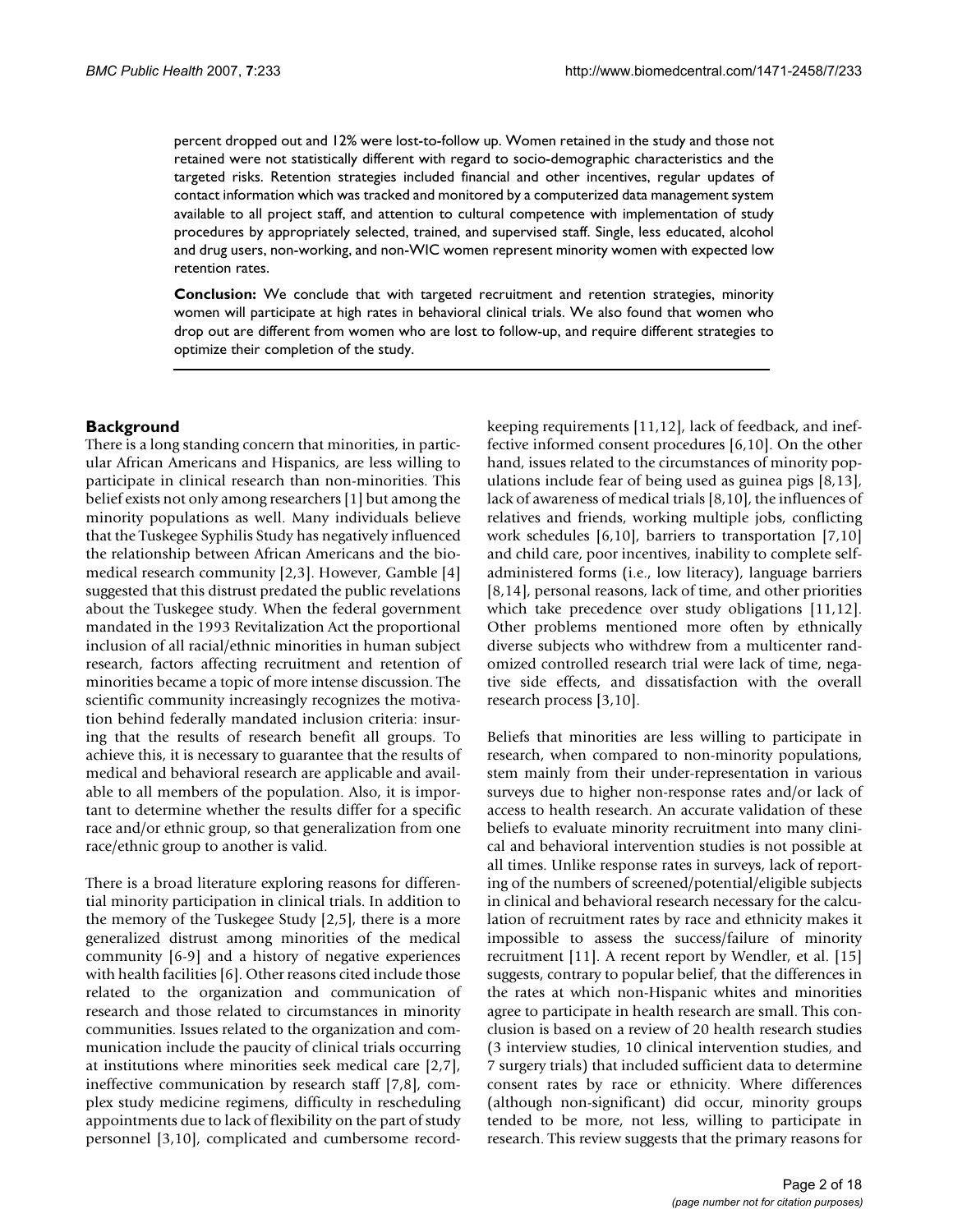percent dropped out and 12% were lost-to-follow up. Women retained in the study and those not retained were not statistically different with regard to socio-demographic characteristics and the targeted risks. Retention strategies included financial and other incentives, regular updates of contact information which was tracked and monitored by a computerized data management system available to all project staff, and attention to cultural competence with implementation of study procedures by appropriately selected, trained, and supervised staff. Single, less educated, alcohol and drug users, non-working, and non-WIC women represent minority women with expected low retention rates.

**Conclusion:** We conclude that with targeted recruitment and retention strategies, minority women will participate at high rates in behavioral clinical trials. We also found that women who drop out are different from women who are lost to follow-up, and require different strategies to optimize their completion of the study.

## Background

There is a long standing concern that minorities, in particular African Americans and Hispanics, are less willing to participate in clinical research than non-minorities. This belief exists not only among researchers [1] but among the minority populations as well. Many individuals believe that the Tuskegee Syphilis Study has negatively influenced the relationship between African Americans and the biomedical research community [2,3]. However, Gamble [4] suggested that this distrust predated the public revelations about the Tuskegee study. When the federal government mandated in the 1993 Revitalization Act the proportional inclusion of all racial/ethnic minorities in human subject research, factors affecting recruitment and retention of minorities became a topic of more intense discussion. The scientific community increasingly recognizes the motivation behind federally mandated inclusion criteria: insuring that the results of research benefit all groups. To achieve this, it is necessary to guarantee that the results of medical and behavioral research are applicable and available to all members of the population. Also, it is important to determine whether the results differ for a specific race and/or ethnic group, so that generalization from one race/ethnic group to another is valid.

There is a broad literature exploring reasons for differential minority participation in clinical trials. In addition to the memory of the Tuskegee Study [2,5], there is a more generalized distrust among minorities of the medical community [6-9] and a history of negative experiences with health facilities [6]. Other reasons cited include those related to the organization and communication of research and those related to circumstances in minority communities. Issues related to the organization and communication include the paucity of clinical trials occurring at institutions where minorities seek medical care [2,7], ineffective communication by research staff [7,8], complex study medicine regimens, difficulty in rescheduling appointments due to lack of flexibility on the part of study personnel [3,10], complicated and cumbersome record-keeping requirements [11,12], lack of feedback, and ineffective informed consent procedures [6,10]. On the other hand, issues related to the circumstances of minority populations include fear of being used as guinea pigs [8,13], lack of awareness of medical trials [8,10], the influences of relatives and friends, working multiple jobs, conflicting work schedules [6,10], barriers to transportation [7,10] and child care, poor incentives, inability to complete self-administered forms (i.e., low literacy), language barriers [8,14], personal reasons, lack of time, and other priorities which take precedence over study obligations [11,12]. Other problems mentioned more often by ethnically diverse subjects who withdrew from a multicenter randomized controlled research trial were lack of time, negative side effects, and dissatisfaction with the overall research process [3,10].

Beliefs that minorities are less willing to participate in research, when compared to non-minority populations, stem mainly from their under-representation in various surveys due to higher non-response rates and/or lack of access to health research. An accurate validation of these beliefs to evaluate minority recruitment into many clinical and behavioral intervention studies is not possible at all times. Unlike response rates in surveys, lack of reporting of the numbers of screened/potential/eligible subjects in clinical and behavioral research necessary for the calculation of recruitment rates by race and ethnicity makes it impossible to assess the success/failure of minority recruitment [11]. A recent report by Wendler, et al. [15] suggests, contrary to popular belief, that the differences in the rates at which non-Hispanic whites and minorities agree to participate in health research are small. This conclusion is based on a review of 20 health research studies (3 interview studies, 10 clinical intervention studies, and 7 surgery trials) that included sufficient data to determine consent rates by race or ethnicity. Where differences (although non-significant) did occur, minority groups tended to be more, not less, willing to participate in research. This review suggests that the primary reasons for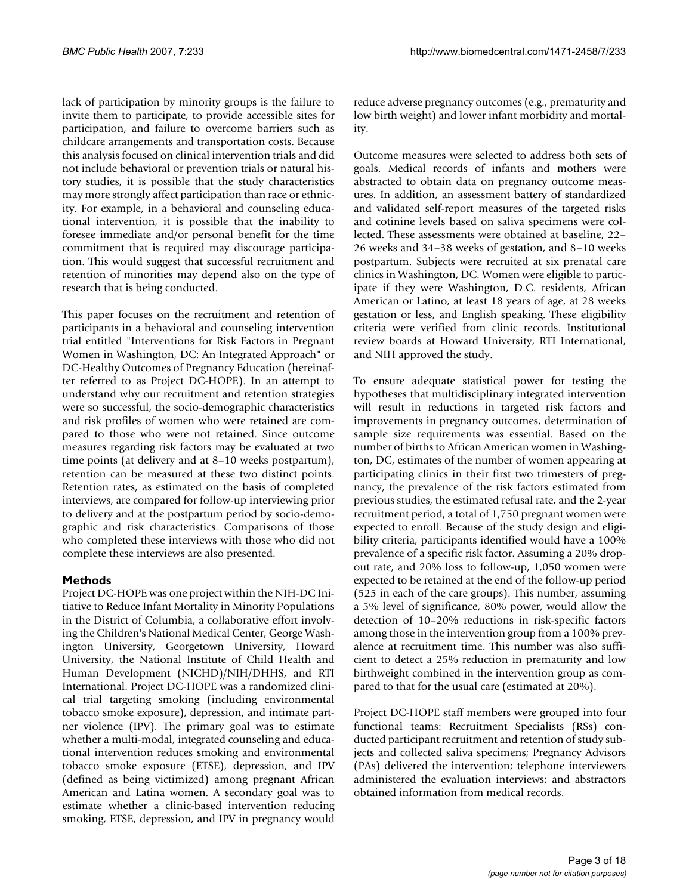lack of participation by minority groups is the failure to invite them to participate, to provide accessible sites for participation, and failure to overcome barriers such as childcare arrangements and transportation costs. Because this analysis focused on clinical intervention trials and did not include behavioral or prevention trials or natural history studies, it is possible that the study characteristics may more strongly affect participation than race or ethnicity. For example, in a behavioral and counseling educational intervention, it is possible that the inability to foresee immediate and/or personal benefit for the time commitment that is required may discourage participation. This would suggest that successful recruitment and retention of minorities may depend also on the type of research that is being conducted.

This paper focuses on the recruitment and retention of participants in a behavioral and counseling intervention trial entitled "Interventions for Risk Factors in Pregnant Women in Washington, DC: An Integrated Approach" or DC-Healthy Outcomes of Pregnancy Education (hereinafter referred to as Project DC-HOPE). In an attempt to understand why our recruitment and retention strategies were so successful, the socio-demographic characteristics and risk profiles of women who were retained are compared to those who were not retained. Since outcome measures regarding risk factors may be evaluated at two time points (at delivery and at 8–10 weeks postpartum), retention can be measured at these two distinct points. Retention rates, as estimated on the basis of completed interviews, are compared for follow-up interviewing prior to delivery and at the postpartum period by socio-demographic and risk characteristics. Comparisons of those who completed these interviews with those who did not complete these interviews are also presented.

## Methods

Project DC-HOPE was one project within the NIH-DC Initiative to Reduce Infant Mortality in Minority Populations in the District of Columbia, a collaborative effort involving the Children's National Medical Center, George Washington University, Georgetown University, Howard University, the National Institute of Child Health and Human Development (NICHD)/NIH/DHHS, and RTI International. Project DC-HOPE was a randomized clinical trial targeting smoking (including environmental tobacco smoke exposure), depression, and intimate partner violence (IPV). The primary goal was to estimate whether a multi-modal, integrated counseling and educational intervention reduces smoking and environmental tobacco smoke exposure (ETSE), depression, and IPV (defined as being victimized) among pregnant African American and Latina women. A secondary goal was to estimate whether a clinic-based intervention reducing smoking, ETSE, depression, and IPV in pregnancy would reduce adverse pregnancy outcomes (e.g., prematurity and low birth weight) and lower infant morbidity and mortality.

Outcome measures were selected to address both sets of goals. Medical records of infants and mothers were abstracted to obtain data on pregnancy outcome measures. In addition, an assessment battery of standardized and validated self-report measures of the targeted risks and cotinine levels based on saliva specimens were collected. These assessments were obtained at baseline, 22–26 weeks and 34–38 weeks of gestation, and 8–10 weeks postpartum. Subjects were recruited at six prenatal care clinics in Washington, DC. Women were eligible to participate if they were Washington, D.C. residents, African American or Latino, at least 18 years of age, at 28 weeks gestation or less, and English speaking. These eligibility criteria were verified from clinic records. Institutional review boards at Howard University, RTI International, and NIH approved the study.

To ensure adequate statistical power for testing the hypotheses that multidisciplinary integrated intervention will result in reductions in targeted risk factors and improvements in pregnancy outcomes, determination of sample size requirements was essential. Based on the number of births to African American women in Washington, DC, estimates of the number of women appearing at participating clinics in their first two trimesters of pregnancy, the prevalence of the risk factors estimated from previous studies, the estimated refusal rate, and the 2-year recruitment period, a total of 1,750 pregnant women were expected to enroll. Because of the study design and eligibility criteria, participants identified would have a 100% prevalence of a specific risk factor. Assuming a 20% dropout rate, and 20% loss to follow-up, 1,050 women were expected to be retained at the end of the follow-up period (525 in each of the care groups). This number, assuming a 5% level of significance, 80% power, would allow the detection of 10–20% reductions in risk-specific factors among those in the intervention group from a 100% prevalence at recruitment time. This number was also sufficient to detect a 25% reduction in prematurity and low birthweight combined in the intervention group as compared to that for the usual care (estimated at 20%).

Project DC-HOPE staff members were grouped into four functional teams: Recruitment Specialists (RSs) conducted participant recruitment and retention of study subjects and collected saliva specimens; Pregnancy Advisors (PAs) delivered the intervention; telephone interviewers administered the evaluation interviews; and abstractors obtained information from medical records.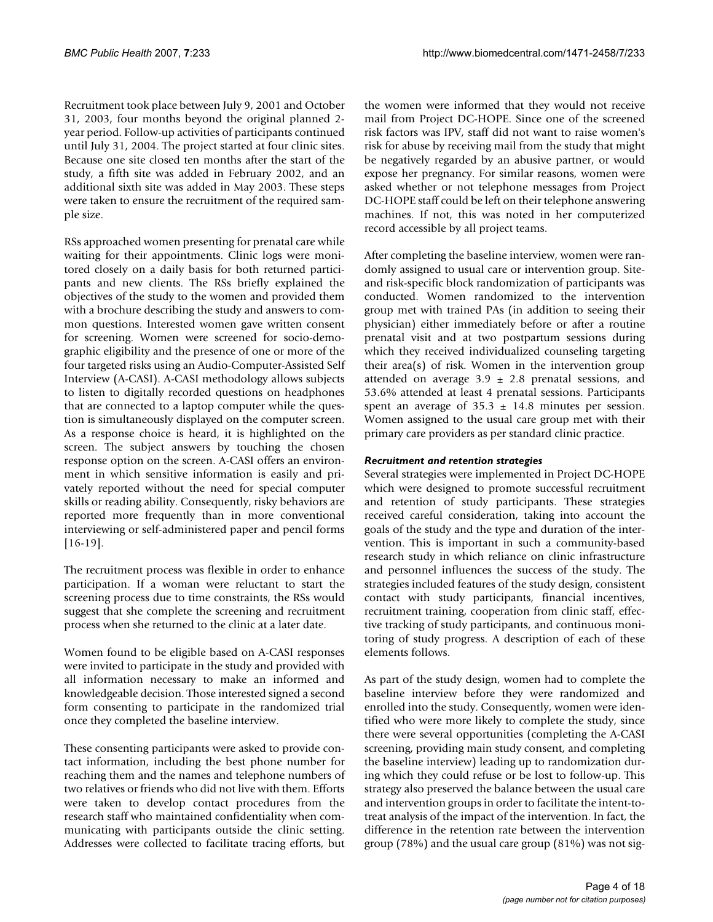Recruitment took place between July 9, 2001 and October 31, 2003, four months beyond the original planned 2-year period. Follow-up activities of participants continued until July 31, 2004. The project started at four clinic sites. Because one site closed ten months after the start of the study, a fifth site was added in February 2002, and an additional sixth site was added in May 2003. These steps were taken to ensure the recruitment of the required sample size.

RSs approached women presenting for prenatal care while waiting for their appointments. Clinic logs were monitored closely on a daily basis for both returned participants and new clients. The RSs briefly explained the objectives of the study to the women and provided them with a brochure describing the study and answers to common questions. Interested women gave written consent for screening. Women were screened for socio-demographic eligibility and the presence of one or more of the four targeted risks using an Audio-Computer-Assisted Self Interview (A-CASI). A-CASI methodology allows subjects to listen to digitally recorded questions on headphones that are connected to a laptop computer while the question is simultaneously displayed on the computer screen. As a response choice is heard, it is highlighted on the screen. The subject answers by touching the chosen response option on the screen. A-CASI offers an environment in which sensitive information is easily and privately reported without the need for special computer skills or reading ability. Consequently, risky behaviors are reported more frequently than in more conventional interviewing or self-administered paper and pencil forms [16-19].

The recruitment process was flexible in order to enhance participation. If a woman were reluctant to start the screening process due to time constraints, the RSs would suggest that she complete the screening and recruitment process when she returned to the clinic at a later date.

Women found to be eligible based on A-CASI responses were invited to participate in the study and provided with all information necessary to make an informed and knowledgeable decision. Those interested signed a second form consenting to participate in the randomized trial once they completed the baseline interview.

These consenting participants were asked to provide contact information, including the best phone number for reaching them and the names and telephone numbers of two relatives or friends who did not live with them. Efforts were taken to develop contact procedures from the research staff who maintained confidentiality when communicating with participants outside the clinic setting. Addresses were collected to facilitate tracing efforts, but the women were informed that they would not receive mail from Project DC-HOPE. Since one of the screened risk factors was IPV, staff did not want to raise women's risk for abuse by receiving mail from the study that might be negatively regarded by an abusive partner, or would expose her pregnancy. For similar reasons, women were asked whether or not telephone messages from Project DC-HOPE staff could be left on their telephone answering machines. If not, this was noted in her computerized record accessible by all project teams.

After completing the baseline interview, women were randomly assigned to usual care or intervention group. Site- and risk-specific block randomization of participants was conducted. Women randomized to the intervention group met with trained PAs (in addition to seeing their physician) either immediately before or after a routine prenatal visit and at two postpartum sessions during which they received individualized counseling targeting their area(s) of risk. Women in the intervention group attended on average $3.9 \pm 2.8$ prenatal sessions, and 53.6% attended at least 4 prenatal sessions. Participants spent an average of $35.3 \pm 14.8$ minutes per session. Women assigned to the usual care group met with their primary care providers as per standard clinic practice.

### *Recruitment and retention strategies*

Several strategies were implemented in Project DC-HOPE which were designed to promote successful recruitment and retention of study participants. These strategies received careful consideration, taking into account the goals of the study and the type and duration of the intervention. This is important in such a community-based research study in which reliance on clinic infrastructure and personnel influences the success of the study. The strategies included features of the study design, consistent contact with study participants, financial incentives, recruitment training, cooperation from clinic staff, effective tracking of study participants, and continuous monitoring of study progress. A description of each of these elements follows.

As part of the study design, women had to complete the baseline interview before they were randomized and enrolled into the study. Consequently, women were identified who were more likely to complete the study, since there were several opportunities (completing the A-CASI screening, providing main study consent, and completing the baseline interview) leading up to randomization during which they could refuse or be lost to follow-up. This strategy also preserved the balance between the usual care and intervention groups in order to facilitate the intent-to-treat analysis of the impact of the intervention. In fact, the difference in the retention rate between the intervention group (78%) and the usual care group (81%) was not sig-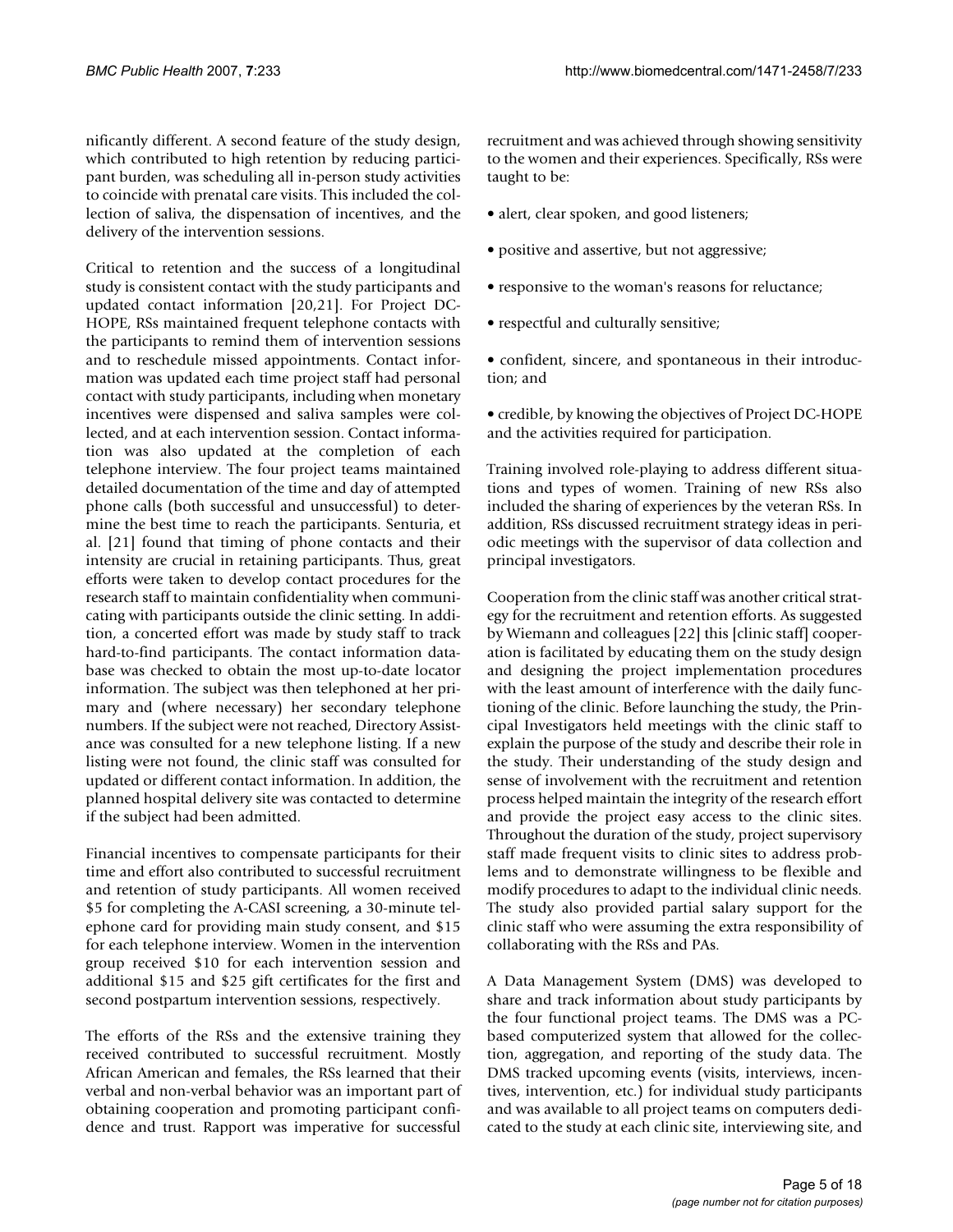nificantly different. A second feature of the study design, which contributed to high retention by reducing participant burden, was scheduling all in-person study activities to coincide with prenatal care visits. This included the collection of saliva, the dispensation of incentives, and the delivery of the intervention sessions.

Critical to retention and the success of a longitudinal study is consistent contact with the study participants and updated contact information [20,21]. For Project DC-HOPE, RSs maintained frequent telephone contacts with the participants to remind them of intervention sessions and to reschedule missed appointments. Contact information was updated each time project staff had personal contact with study participants, including when monetary incentives were dispensed and saliva samples were collected, and at each intervention session. Contact information was also updated at the completion of each telephone interview. The four project teams maintained detailed documentation of the time and day of attempted phone calls (both successful and unsuccessful) to determine the best time to reach the participants. Senturia, et al. [21] found that timing of phone contacts and their intensity are crucial in retaining participants. Thus, great efforts were taken to develop contact procedures for the research staff to maintain confidentiality when communicating with participants outside the clinic setting. In addition, a concerted effort was made by study staff to track hard-to-find participants. The contact information database was checked to obtain the most up-to-date locator information. The subject was then telephoned at her primary and (where necessary) her secondary telephone numbers. If the subject were not reached, Directory Assistance was consulted for a new telephone listing. If a new listing were not found, the clinic staff was consulted for updated or different contact information. In addition, the planned hospital delivery site was contacted to determine if the subject had been admitted.

Financial incentives to compensate participants for their time and effort also contributed to successful recruitment and retention of study participants. All women received $5 for completing the A-CASI screening, a 30-minute telephone card for providing main study consent, and $15 for each telephone interview. Women in the intervention group received $10 for each intervention session and additional $15 and $25 gift certificates for the first and second postpartum intervention sessions, respectively.

The efforts of the RSs and the extensive training they received contributed to successful recruitment. Mostly African American and females, the RSs learned that their verbal and non-verbal behavior was an important part of obtaining cooperation and promoting participant confidence and trust. Rapport was imperative for successful recruitment and was achieved through showing sensitivity to the women and their experiences. Specifically, RSs were taught to be:

- alert, clear spoken, and good listeners;
- positive and assertive, but not aggressive;
- responsive to the woman's reasons for reluctance;
- respectful and culturally sensitive;
- confident, sincere, and spontaneous in their introduction; and
- credible, by knowing the objectives of Project DC-HOPE and the activities required for participation.

Training involved role-playing to address different situations and types of women. Training of new RSs also included the sharing of experiences by the veteran RSs. In addition, RSs discussed recruitment strategy ideas in periodic meetings with the supervisor of data collection and principal investigators.

Cooperation from the clinic staff was another critical strategy for the recruitment and retention efforts. As suggested by Wiemann and colleagues [22] this [clinic staff] cooperation is facilitated by educating them on the study design and designing the project implementation procedures with the least amount of interference with the daily functioning of the clinic. Before launching the study, the Principal Investigators held meetings with the clinic staff to explain the purpose of the study and describe their role in the study. Their understanding of the study design and sense of involvement with the recruitment and retention process helped maintain the integrity of the research effort and provide the project easy access to the clinic sites. Throughout the duration of the study, project supervisory staff made frequent visits to clinic sites to address problems and to demonstrate willingness to be flexible and modify procedures to adapt to the individual clinic needs. The study also provided partial salary support for the clinic staff who were assuming the extra responsibility of collaborating with the RSs and PAs.

A Data Management System (DMS) was developed to share and track information about study participants by the four functional project teams. The DMS was a PC-based computerized system that allowed for the collection, aggregation, and reporting of the study data. The DMS tracked upcoming events (visits, interviews, incentives, intervention, etc.) for individual study participants and was available to all project teams on computers dedicated to the study at each clinic site, interviewing site, and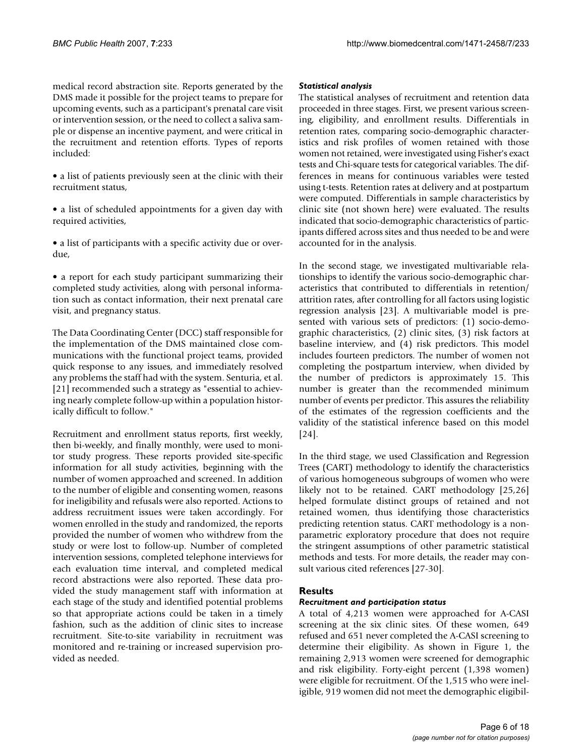medical record abstraction site. Reports generated by the DMS made it possible for the project teams to prepare for upcoming events, such as a participant's prenatal care visit or intervention session, or the need to collect a saliva sample or dispense an incentive payment, and were critical in the recruitment and retention efforts. Types of reports included:

- a list of patients previously seen at the clinic with their recruitment status,
- a list of scheduled appointments for a given day with required activities,
- a list of participants with a specific activity due or overdue,
- a report for each study participant summarizing their completed study activities, along with personal information such as contact information, their next prenatal care visit, and pregnancy status.

The Data Coordinating Center (DCC) staff responsible for the implementation of the DMS maintained close communications with the functional project teams, provided quick response to any issues, and immediately resolved any problems the staff had with the system. Senturia, et al. [21] recommended such a strategy as "essential to achieving nearly complete follow-up within a population historically difficult to follow."

Recruitment and enrollment status reports, first weekly, then bi-weekly, and finally monthly, were used to monitor study progress. These reports provided site-specific information for all study activities, beginning with the number of women approached and screened. In addition to the number of eligible and consenting women, reasons for ineligibility and refusals were also reported. Actions to address recruitment issues were taken accordingly. For women enrolled in the study and randomized, the reports provided the number of women who withdrew from the study or were lost to follow-up. Number of completed intervention sessions, completed telephone interviews for each evaluation time interval, and completed medical record abstractions were also reported. These data provided the study management staff with information at each stage of the study and identified potential problems so that appropriate actions could be taken in a timely fashion, such as the addition of clinic sites to increase recruitment. Site-to-site variability in recruitment was monitored and re-training or increased supervision provided as needed.

#### *Statistical analysis*

The statistical analyses of recruitment and retention data proceeded in three stages. First, we present various screening, eligibility, and enrollment results. Differentials in retention rates, comparing socio-demographic characteristics and risk profiles of women retained with those women not retained, were investigated using Fisher's exact tests and Chi-square tests for categorical variables. The differences in means for continuous variables were tested using t-tests. Retention rates at delivery and at postpartum were computed. Differentials in sample characteristics by clinic site (not shown here) were evaluated. The results indicated that socio-demographic characteristics of participants differed across sites and thus needed to be and were accounted for in the analysis.

In the second stage, we investigated multivariable relationships to identify the various socio-demographic characteristics that contributed to differentials in retention/attrition rates, after controlling for all factors using logistic regression analysis [23]. A multivariable model is presented with various sets of predictors: (1) socio-demographic characteristics, (2) clinic sites, (3) risk factors at baseline interview, and (4) risk predictors. This model includes fourteen predictors. The number of women not completing the postpartum interview, when divided by the number of predictors is approximately 15. This number is greater than the recommended minimum number of events per predictor. This assures the reliability of the estimates of the regression coefficients and the validity of the statistical inference based on this model [24].

In the third stage, we used Classification and Regression Trees (CART) methodology to identify the characteristics of various homogeneous subgroups of women who were likely not to be retained. CART methodology [25,26] helped formulate distinct groups of retained and not retained women, thus identifying those characteristics predicting retention status. CART methodology is a nonparametric exploratory procedure that does not require the stringent assumptions of other parametric statistical methods and tests. For more details, the reader may consult various cited references [27-30].

## Results

#### *Recruitment and participation status*

A total of 4,213 women were approached for A-CASI screening at the six clinic sites. Of these women, 649 refused and 651 never completed the A-CASI screening to determine their eligibility. As shown in Figure 1, the remaining 2,913 women were screened for demographic and risk eligibility. Forty-eight percent (1,398 women) were eligible for recruitment. Of the 1,515 who were ineligible, 919 women did not meet the demographic eligibil-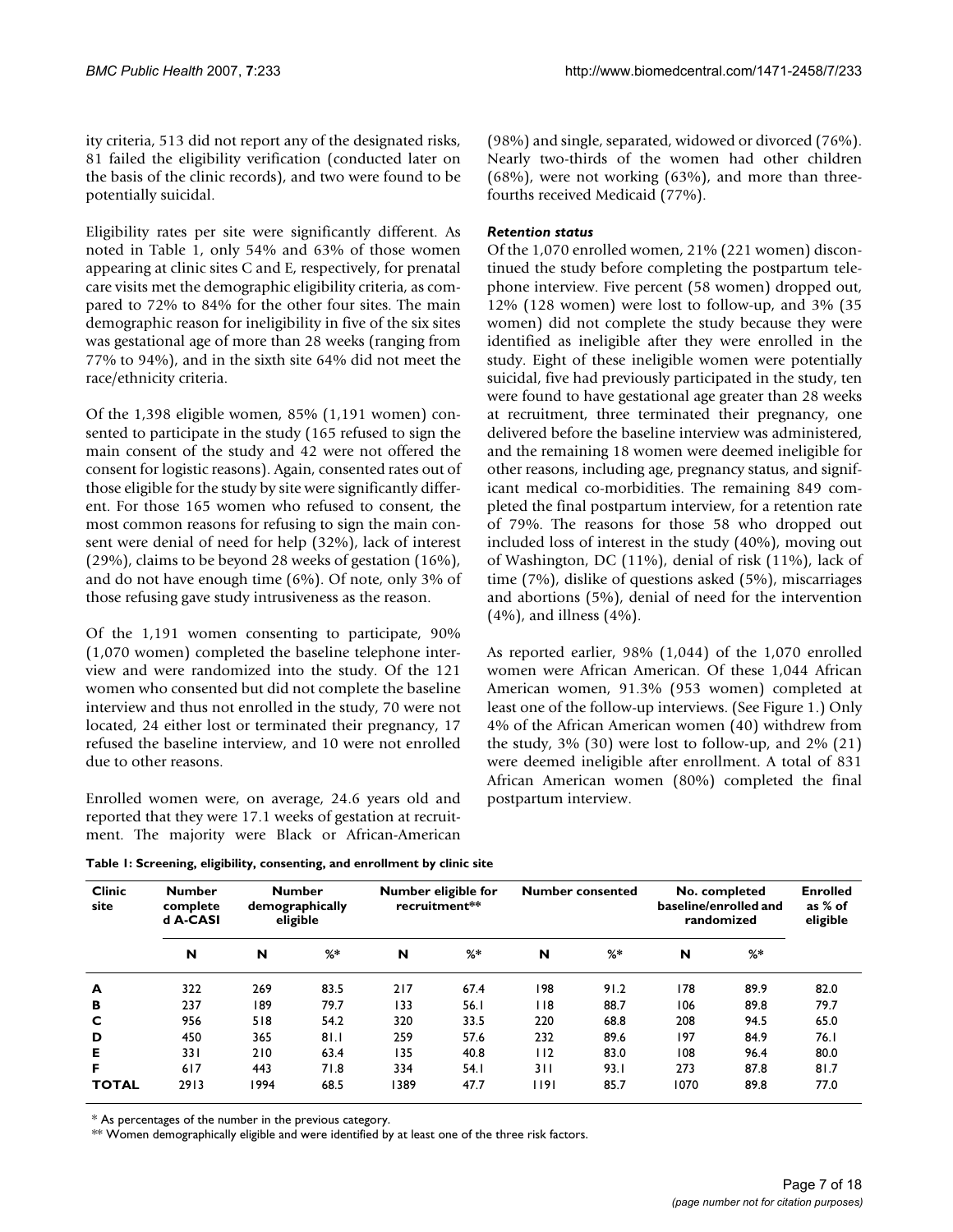ity criteria, 513 did not report any of the designated risks, 81 failed the eligibility verification (conducted later on the basis of the clinic records), and two were found to be potentially suicidal.

Eligibility rates per site were significantly different. As noted in Table 1, only 54% and 63% of those women appearing at clinic sites C and E, respectively, for prenatal care visits met the demographic eligibility criteria, as compared to 72% to 84% for the other four sites. The main demographic reason for ineligibility in five of the six sites was gestational age of more than 28 weeks (ranging from 77% to 94%), and in the sixth site 64% did not meet the race/ethnicity criteria.

Of the 1,398 eligible women, 85% (1,191 women) consented to participate in the study (165 refused to sign the main consent of the study and 42 were not offered the consent for logistic reasons). Again, consented rates out of those eligible for the study by site were significantly different. For those 165 women who refused to consent, the most common reasons for refusing to sign the main consent were denial of need for help (32%), lack of interest (29%), claims to be beyond 28 weeks of gestation (16%), and do not have enough time (6%). Of note, only 3% of those refusing gave study intrusiveness as the reason.

Of the 1,191 women consenting to participate, 90% (1,070 women) completed the baseline telephone interview and were randomized into the study. Of the 121 women who consented but did not complete the baseline interview and thus not enrolled in the study, 70 were not located, 24 either lost or terminated their pregnancy, 17 refused the baseline interview, and 10 were not enrolled due to other reasons.

Enrolled women were, on average, 24.6 years old and reported that they were 17.1 weeks of gestation at recruitment. The majority were Black or African-American (98%) and single, separated, widowed or divorced (76%). Nearly two-thirds of the women had other children (68%), were not working (63%), and more than three-fourths received Medicaid (77%).

#### *Retention status*

Of the 1,070 enrolled women, 21% (221 women) discontinued the study before completing the postpartum telephone interview. Five percent (58 women) dropped out, 12% (128 women) were lost to follow-up, and 3% (35 women) did not complete the study because they were identified as ineligible after they were enrolled in the study. Eight of these ineligible women were potentially suicidal, five had previously participated in the study, ten were found to have gestational age greater than 28 weeks at recruitment, three terminated their pregnancy, one delivered before the baseline interview was administered, and the remaining 18 women were deemed ineligible for other reasons, including age, pregnancy status, and significant medical co-morbidities. The remaining 849 completed the final postpartum interview, for a retention rate of 79%. The reasons for those 58 who dropped out included loss of interest in the study (40%), moving out of Washington, DC (11%), denial of risk (11%), lack of time (7%), dislike of questions asked (5%), miscarriages and abortions (5%), denial of need for the intervention (4%), and illness (4%).

As reported earlier, 98% (1,044) of the 1,070 enrolled women were African American. Of these 1,044 African American women, 91.3% (953 women) completed at least one of the follow-up interviews. (See Figure 1.) Only 4% of the African American women (40) withdrew from the study, 3% (30) were lost to follow-up, and 2% (21) were deemed ineligible after enrollment. A total of 831 African American women (80%) completed the final postpartum interview.

**Table 1: Screening, eligibility, consenting, and enrollment by clinic site**

| Clinic site | Number completed A-CASI | Number demographically eligible | | Number eligible for recruitment** | | Number consented | | No. completed baseline/enrolled and randomized | | Enrolled as % of eligible |
|---|---|---|---|---|---|---|---|---|---|---|
| | N | N | %* | N | %* | N | %* | N | %* | |
| **A** | 322 | 269 | 83.5 | 217 | 67.4 | 198 | 91.2 | 178 | 89.9 | 82.0 |
| **B** | 237 | 189 | 79.7 | 133 | 56.1 | 118 | 88.7 | 106 | 89.8 | 79.7 |
| **C** | 956 | 518 | 54.2 | 320 | 33.5 | 220 | 68.8 | 208 | 94.5 | 65.0 |
| **D** | 450 | 365 | 81.1 | 259 | 57.6 | 232 | 89.6 | 197 | 84.9 | 76.1 |
| **E** | 331 | 210 | 63.4 | 135 | 40.8 | 112 | 83.0 | 108 | 96.4 | 80.0 |
| **F** | 617 | 443 | 71.8 | 334 | 54.1 | 311 | 93.1 | 273 | 87.8 | 81.7 |
| **TOTAL** | 2913 | 1994 | 68.5 | 1389 | 47.7 | 1191 | 85.7 | 1070 | 89.8 | 77.0 |

\* As percentages of the number in the previous category.

\*\* Women demographically eligible and were identified by at least one of the three risk factors.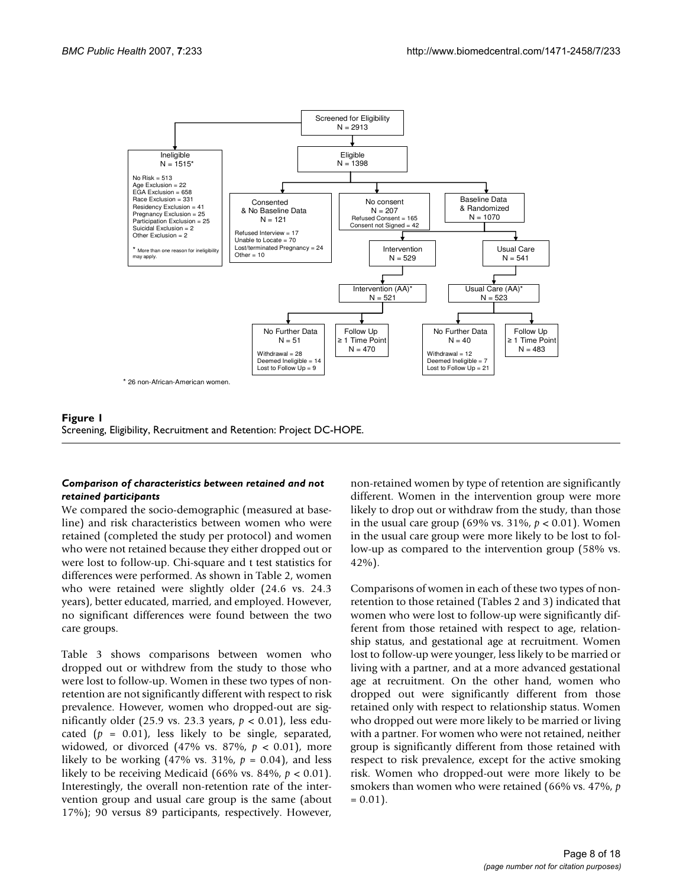Screened for Eligibility
N = 2913

Ineligible
N = 1515*

No Risk = 513
Age Exclusion = 22
EGA Exclusion = 658
Race Exclusion = 331
Residency Exclusion = 41
Pregnancy Exclusion = 25
Participation Exclusion = 25
Suicidal Exclusion = 2
Other Exclusion = 2

\* More than one reason for ineligibility may apply.

Eligible
N = 1398

Consented & No Baseline Data
N = 121

Refused Interview = 17
Unable to Locate = 70
Lost/terminated Pregnancy = 24
Other = 10

No consent
N = 207

Refused Consent = 165
Consent not Signed = 42

Baseline Data & Randomized
N = 1070

Intervention
N = 529

Usual Care
N = 541

Intervention (AA)*
N = 521

Usual Care (AA)*
N = 523

No Further Data
N = 51

Withdrawal = 28
Deemed Ineligible = 14
Lost to Follow Up = 9

Follow Up ≥ 1 Time Point
N = 470

No Further Data
N = 40

Withdrawal = 12
Deemed Ineligible = 7
Lost to Follow Up = 21

Follow Up ≥ 1 Time Point
N = 483

\* 26 non-African-American women.

**Figure 1**
Screening, Eligibility, Recruitment and Retention: Project DC-HOPE.

### *Comparison of characteristics between retained and not retained participants*

We compared the socio-demographic (measured at baseline) and risk characteristics between women who were retained (completed the study per protocol) and women who were not retained because they either dropped out or were lost to follow-up. Chi-square and t test statistics for differences were performed. As shown in Table 2, women who were retained were slightly older (24.6 vs. 24.3 years), better educated, married, and employed. However, no significant differences were found between the two care groups.

Table 3 shows comparisons between women who dropped out or withdrew from the study to those who were lost to follow-up. Women in these two types of non-retention are not significantly different with respect to risk prevalence. However, women who dropped-out are significantly older (25.9 vs. 23.3 years, $p < 0.01$), less educated ($p = 0.01$), less likely to be single, separated, widowed, or divorced (47% vs. 87%, $p < 0.01$), more likely to be working (47% vs. 31%, $p = 0.04$), and less likely to be receiving Medicaid (66% vs. 84%, $p < 0.01$). Interestingly, the overall non-retention rate of the intervention group and usual care group is the same (about 17%); 90 versus 89 participants, respectively. However, non-retained women by type of retention are significantly different. Women in the intervention group were more likely to drop out or withdraw from the study, than those in the usual care group (69% vs. 31%, $p < 0.01$). Women in the usual care group were more likely to be lost to follow-up as compared to the intervention group (58% vs. 42%).

Comparisons of women in each of these two types of non-retention to those retained (Tables 2 and 3) indicated that women who were lost to follow-up were significantly different from those retained with respect to age, relationship status, and gestational age at recruitment. Women lost to follow-up were younger, less likely to be married or living with a partner, and at a more advanced gestational age at recruitment. On the other hand, women who dropped out were significantly different from those retained only with respect to relationship status. Women who dropped out were more likely to be married or living with a partner. For women who were not retained, neither group is significantly different from those retained with respect to risk prevalence, except for the active smoking risk. Women who dropped-out were more likely to be smokers than women who were retained (66% vs. 47%, $p = 0.01$).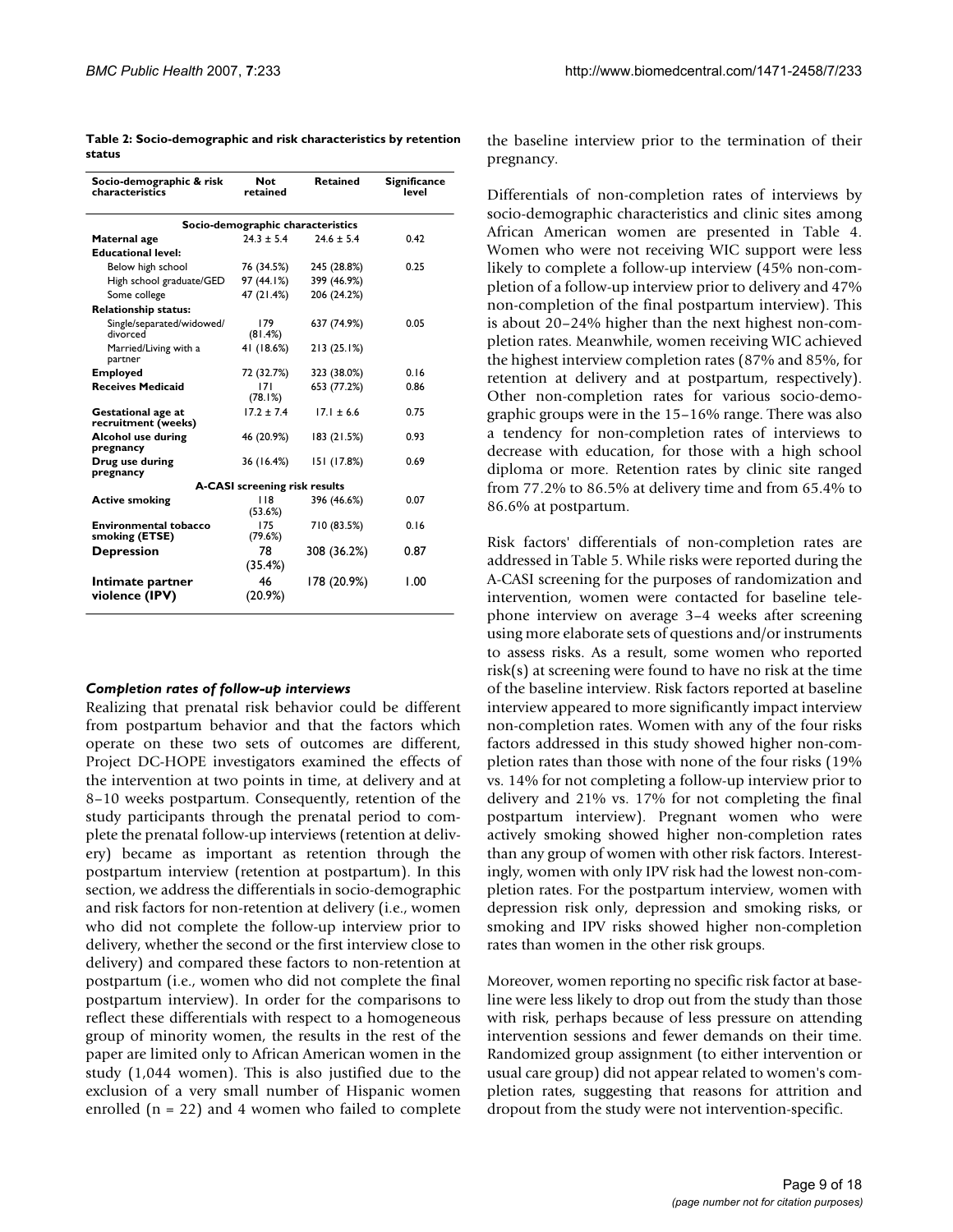**Table 2: Socio-demographic and risk characteristics by retention status**

| Socio-demographic & risk characteristics | Not retained | Retained | Significance level |
|---|---|---|---|
| **Socio-demographic characteristics** | | | |
| **Maternal age** | 24.3 ± 5.4 | 24.6 ± 5.4 | 0.42 |
| **Educational level:** | | | |
| Below high school | 76 (34.5%) | 245 (28.8%) | 0.25 |
| High school graduate/GED | 97 (44.1%) | 399 (46.9%) | |
| Some college | 47 (21.4%) | 206 (24.2%) | |
| **Relationship status:** | | | |
| Single/separated/widowed/divorced | 179 (81.4%) | 637 (74.9%) | 0.05 |
| Married/Living with a partner | 41 (18.6%) | 213 (25.1%) | |
| **Employed** | 72 (32.7%) | 323 (38.0%) | 0.16 |
| **Receives Medicaid** | 171 (78.1%) | 653 (77.2%) | 0.86 |
| **Gestational age at recruitment (weeks)** | 17.2 ± 7.4 | 17.1 ± 6.6 | 0.75 |
| **Alcohol use during pregnancy** | 46 (20.9%) | 183 (21.5%) | 0.93 |
| **Drug use during pregnancy** | 36 (16.4%) | 151 (17.8%) | 0.69 |
| **A-CASI screening risk results** | | | |
| **Active smoking** | 118 (53.6%) | 396 (46.6%) | 0.07 |
| **Environmental tobacco smoking (ETSE)** | 175 (79.6%) | 710 (83.5%) | 0.16 |
| **Depression** | 78 (35.4%) | 308 (36.2%) | 0.87 |
| **Intimate partner violence (IPV)** | 46 (20.9%) | 178 (20.9%) | 1.00 |

### *Completion rates of follow-up interviews*

Realizing that prenatal risk behavior could be different from postpartum behavior and that the factors which operate on these two sets of outcomes are different, Project DC-HOPE investigators examined the effects of the intervention at two points in time, at delivery and at 8–10 weeks postpartum. Consequently, retention of the study participants through the prenatal period to complete the prenatal follow-up interviews (retention at delivery) became as important as retention through the postpartum interview (retention at postpartum). In this section, we address the differentials in socio-demographic and risk factors for non-retention at delivery (i.e., women who did not complete the follow-up interview prior to delivery, whether the second or the first interview close to delivery) and compared these factors to non-retention at postpartum (i.e., women who did not complete the final postpartum interview). In order for the comparisons to reflect these differentials with respect to a homogeneous group of minority women, the results in the rest of the paper are limited only to African American women in the study (1,044 women). This is also justified due to the exclusion of a very small number of Hispanic women enrolled (n = 22) and 4 women who failed to complete the baseline interview prior to the termination of their pregnancy.

Differentials of non-completion rates of interviews by socio-demographic characteristics and clinic sites among African American women are presented in Table 4. Women who were not receiving WIC support were less likely to complete a follow-up interview (45% non-completion of a follow-up interview prior to delivery and 47% non-completion of the final postpartum interview). This is about 20–24% higher than the next highest non-completion rates. Meanwhile, women receiving WIC achieved the highest interview completion rates (87% and 85%, for retention at delivery and at postpartum, respectively). Other non-completion rates for various socio-demographic groups were in the 15–16% range. There was also a tendency for non-completion rates of interviews to decrease with education, for those with a high school diploma or more. Retention rates by clinic site ranged from 77.2% to 86.5% at delivery time and from 65.4% to 86.6% at postpartum.

Risk factors' differentials of non-completion rates are addressed in Table 5. While risks were reported during the A-CASI screening for the purposes of randomization and intervention, women were contacted for baseline telephone interview on average 3–4 weeks after screening using more elaborate sets of questions and/or instruments to assess risks. As a result, some women who reported risk(s) at screening were found to have no risk at the time of the baseline interview. Risk factors reported at baseline interview appeared to more significantly impact interview non-completion rates. Women with any of the four risks factors addressed in this study showed higher non-completion rates than those with none of the four risks (19% vs. 14% for not completing a follow-up interview prior to delivery and 21% vs. 17% for not completing the final postpartum interview). Pregnant women who were actively smoking showed higher non-completion rates than any group of women with other risk factors. Interestingly, women with only IPV risk had the lowest non-completion rates. For the postpartum interview, women with depression risk only, depression and smoking risks, or smoking and IPV risks showed higher non-completion rates than women in the other risk groups.

Moreover, women reporting no specific risk factor at baseline were less likely to drop out from the study than those with risk, perhaps because of less pressure on attending intervention sessions and fewer demands on their time. Randomized group assignment (to either intervention or usual care group) did not appear related to women's completion rates, suggesting that reasons for attrition and dropout from the study were not intervention-specific.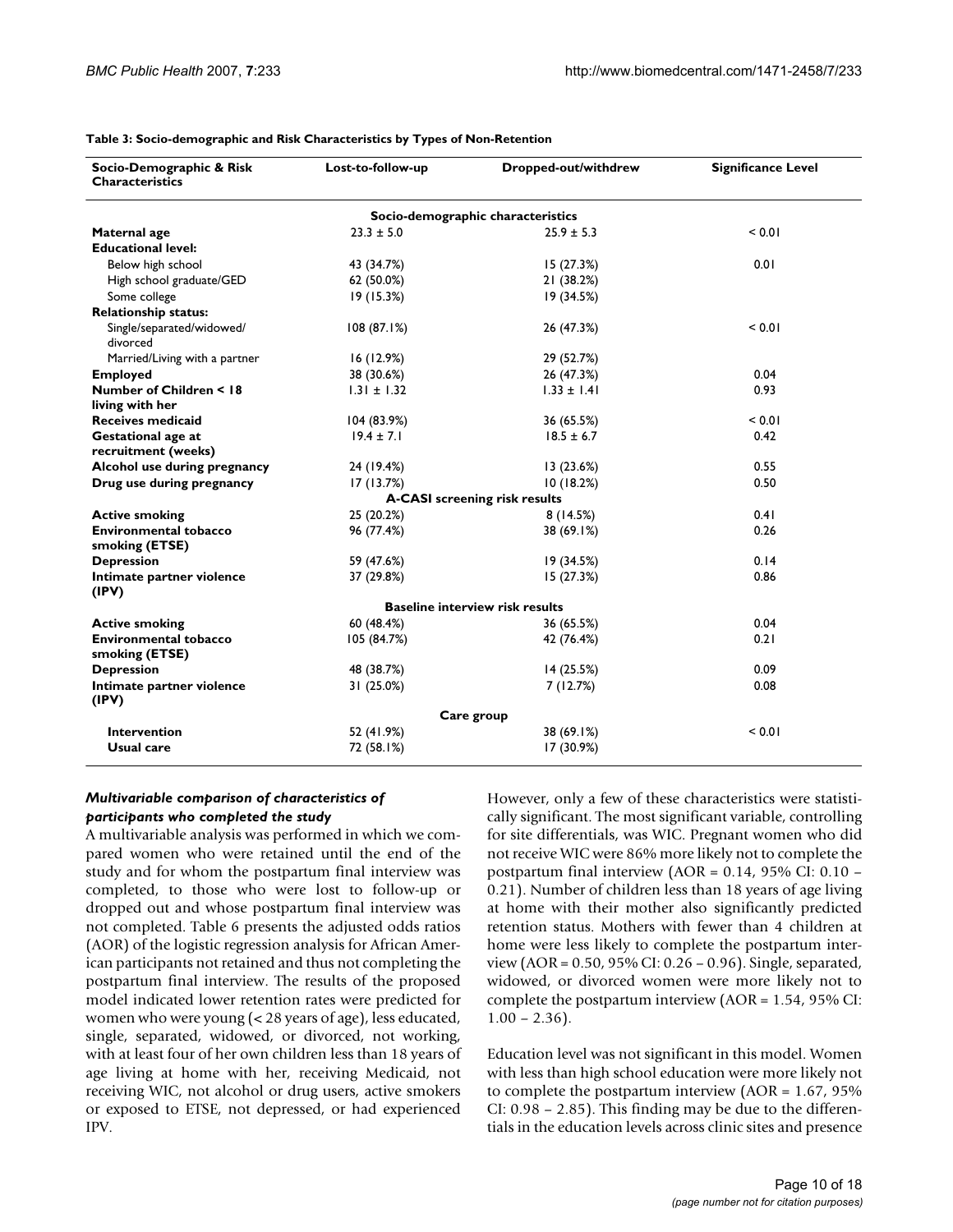**Table 3: Socio-demographic and Risk Characteristics by Types of Non-Retention**

| Socio-Demographic & Risk Characteristics | Lost-to-follow-up | Dropped-out/withdrew | Significance Level |
| --- | --- | --- | --- |
| | **Socio-demographic characteristics** | | |
| **Maternal age** | 23.3 ± 5.0 | 25.9 ± 5.3 | < 0.01 |
| **Educational level:** | | | |
| Below high school | 43 (34.7%) | 15 (27.3%) | 0.01 |
| High school graduate/GED | 62 (50.0%) | 21 (38.2%) | |
| Some college | 19 (15.3%) | 19 (34.5%) | |
| **Relationship status:** | | | |
| Single/separated/widowed/ divorced | 108 (87.1%) | 26 (47.3%) | < 0.01 |
| Married/Living with a partner | 16 (12.9%) | 29 (52.7%) | |
| **Employed** | 38 (30.6%) | 26 (47.3%) | 0.04 |
| **Number of Children < 18 living with her** | 1.31 ± 1.32 | 1.33 ± 1.41 | 0.93 |
| **Receives medicaid** | 104 (83.9%) | 36 (65.5%) | < 0.01 |
| **Gestational age at recruitment (weeks)** | 19.4 ± 7.1 | 18.5 ± 6.7 | 0.42 |
| **Alcohol use during pregnancy** | 24 (19.4%) | 13 (23.6%) | 0.55 |
| **Drug use during pregnancy** | 17 (13.7%) | 10 (18.2%) | 0.50 |
| | **A-CASI screening risk results** | | |
| **Active smoking** | 25 (20.2%) | 8 (14.5%) | 0.41 |
| **Environmental tobacco smoking (ETSE)** | 96 (77.4%) | 38 (69.1%) | 0.26 |
| **Depression** | 59 (47.6%) | 19 (34.5%) | 0.14 |
| **Intimate partner violence (IPV)** | 37 (29.8%) | 15 (27.3%) | 0.86 |
| | **Baseline interview risk results** | | |
| **Active smoking** | 60 (48.4%) | 36 (65.5%) | 0.04 |
| **Environmental tobacco smoking (ETSE)** | 105 (84.7%) | 42 (76.4%) | 0.21 |
| **Depression** | 48 (38.7%) | 14 (25.5%) | 0.09 |
| **Intimate partner violence (IPV)** | 31 (25.0%) | 7 (12.7%) | 0.08 |
| | **Care group** | | |
| **Intervention** | 52 (41.9%) | 38 (69.1%) | < 0.01 |
| **Usual care** | 72 (58.1%) | 17 (30.9%) | |

### *Multivariable comparison of characteristics of participants who completed the study*

A multivariable analysis was performed in which we compared women who were retained until the end of the study and for whom the postpartum final interview was completed, to those who were lost to follow-up or dropped out and whose postpartum final interview was not completed. Table 6 presents the adjusted odds ratios (AOR) of the logistic regression analysis for African American participants not retained and thus not completing the postpartum final interview. The results of the proposed model indicated lower retention rates were predicted for women who were young (< 28 years of age), less educated, single, separated, widowed, or divorced, not working, with at least four of her own children less than 18 years of age living at home with her, receiving Medicaid, not receiving WIC, not alcohol or drug users, active smokers or exposed to ETSE, not depressed, or had experienced IPV.

However, only a few of these characteristics were statistically significant. The most significant variable, controlling for site differentials, was WIC. Pregnant women who did not receive WIC were 86% more likely not to complete the postpartum final interview (AOR = 0.14, 95% CI: 0.10 – 0.21). Number of children less than 18 years of age living at home with their mother also significantly predicted retention status. Mothers with fewer than 4 children at home were less likely to complete the postpartum interview (AOR = 0.50, 95% CI: 0.26 – 0.96). Single, separated, widowed, or divorced women were more likely not to complete the postpartum interview (AOR = 1.54, 95% CI: 1.00 – 2.36).

Education level was not significant in this model. Women with less than high school education were more likely not to complete the postpartum interview (AOR = 1.67, 95% CI: 0.98 – 2.85). This finding may be due to the differentials in the education levels across clinic sites and presence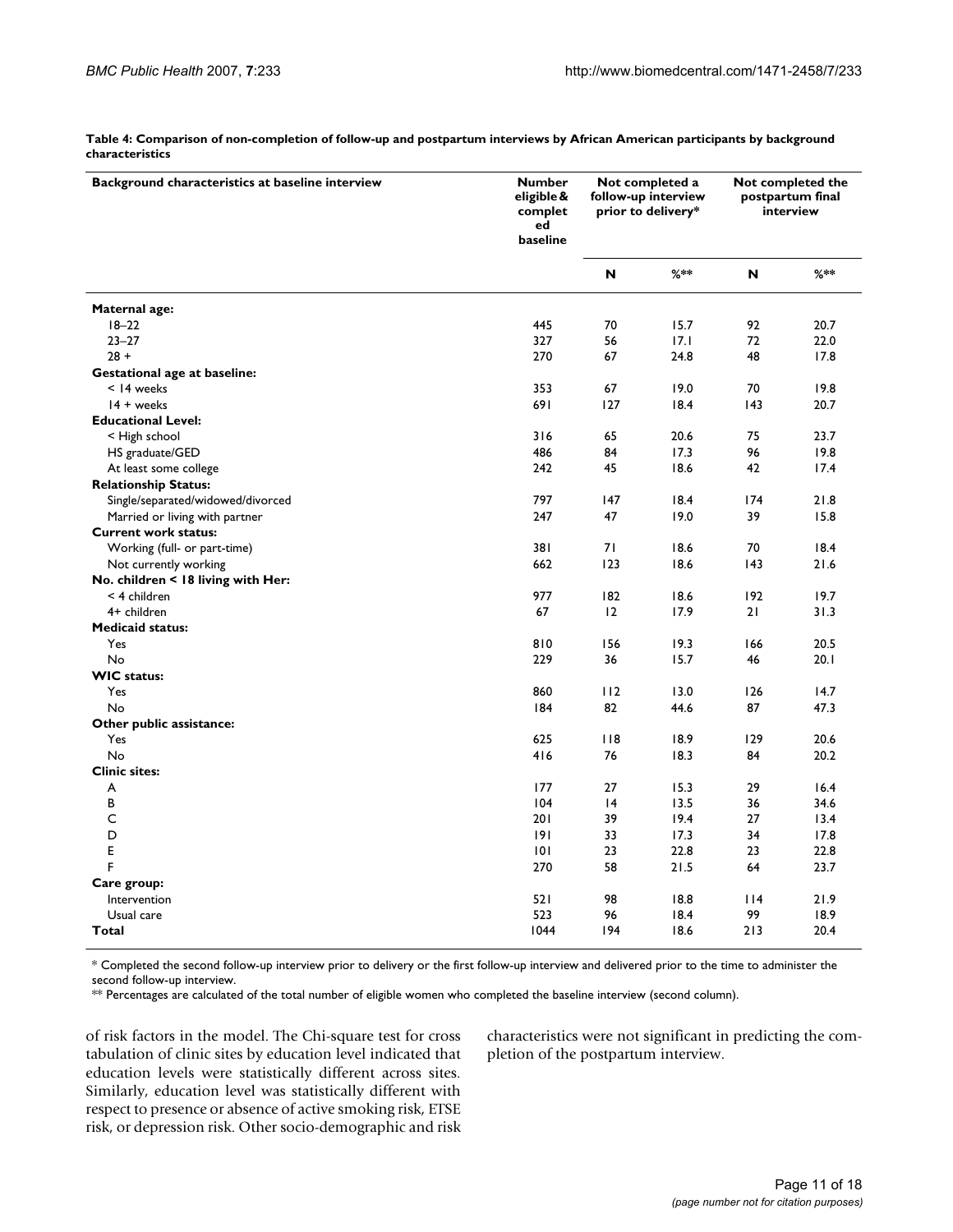**Table 4: Comparison of non-completion of follow-up and postpartum interviews by African American participants by background characteristics**

| Background characteristics at baseline interview | Number eligible & completed baseline | Not completed a follow-up interview prior to delivery* | | Not completed the postpartum final interview | |
|---|---|---|---|---|---|
| | | N | %** | N | %** |
| **Maternal age:** | | | | | |
| 18–22 | 445 | 70 | 15.7 | 92 | 20.7 |
| 23–27 | 327 | 56 | 17.1 | 72 | 22.0 |
| 28 + | 270 | 67 | 24.8 | 48 | 17.8 |
| **Gestational age at baseline:** | | | | | |
| < 14 weeks | 353 | 67 | 19.0 | 70 | 19.8 |
| 14 + weeks | 691 | 127 | 18.4 | 143 | 20.7 |
| **Educational Level:** | | | | | |
| < High school | 316 | 65 | 20.6 | 75 | 23.7 |
| HS graduate/GED | 486 | 84 | 17.3 | 96 | 19.8 |
| At least some college | 242 | 45 | 18.6 | 42 | 17.4 |
| **Relationship Status:** | | | | | |
| Single/separated/widowed/divorced | 797 | 147 | 18.4 | 174 | 21.8 |
| Married or living with partner | 247 | 47 | 19.0 | 39 | 15.8 |
| **Current work status:** | | | | | |
| Working (full- or part-time) | 381 | 71 | 18.6 | 70 | 18.4 |
| Not currently working | 662 | 123 | 18.6 | 143 | 21.6 |
| **No. children < 18 living with Her:** | | | | | |
| < 4 children | 977 | 182 | 18.6 | 192 | 19.7 |
| 4+ children | 67 | 12 | 17.9 | 21 | 31.3 |
| **Medicaid status:** | | | | | |
| Yes | 810 | 156 | 19.3 | 166 | 20.5 |
| No | 229 | 36 | 15.7 | 46 | 20.1 |
| **WIC status:** | | | | | |
| Yes | 860 | 112 | 13.0 | 126 | 14.7 |
| No | 184 | 82 | 44.6 | 87 | 47.3 |
| **Other public assistance:** | | | | | |
| Yes | 625 | 118 | 18.9 | 129 | 20.6 |
| No | 416 | 76 | 18.3 | 84 | 20.2 |
| **Clinic sites:** | | | | | |
| A | 177 | 27 | 15.3 | 29 | 16.4 |
| B | 104 | 14 | 13.5 | 36 | 34.6 |
| C | 201 | 39 | 19.4 | 27 | 13.4 |
| D | 191 | 33 | 17.3 | 34 | 17.8 |
| E | 101 | 23 | 22.8 | 23 | 22.8 |
| F | 270 | 58 | 21.5 | 64 | 23.7 |
| **Care group:** | | | | | |
| Intervention | 521 | 98 | 18.8 | 114 | 21.9 |
| Usual care | 523 | 96 | 18.4 | 99 | 18.9 |
| **Total** | 1044 | 194 | 18.6 | 213 | 20.4 |

\* Completed the second follow-up interview prior to delivery or the first follow-up interview and delivered prior to the time to administer the second follow-up interview.
\*\* Percentages are calculated of the total number of eligible women who completed the baseline interview (second column).

of risk factors in the model. The Chi-square test for cross tabulation of clinic sites by education level indicated that education levels were statistically different across sites. Similarly, education level was statistically different with respect to presence or absence of active smoking risk, ETSE risk, or depression risk. Other socio-demographic and risk characteristics were not significant in predicting the completion of the postpartum interview.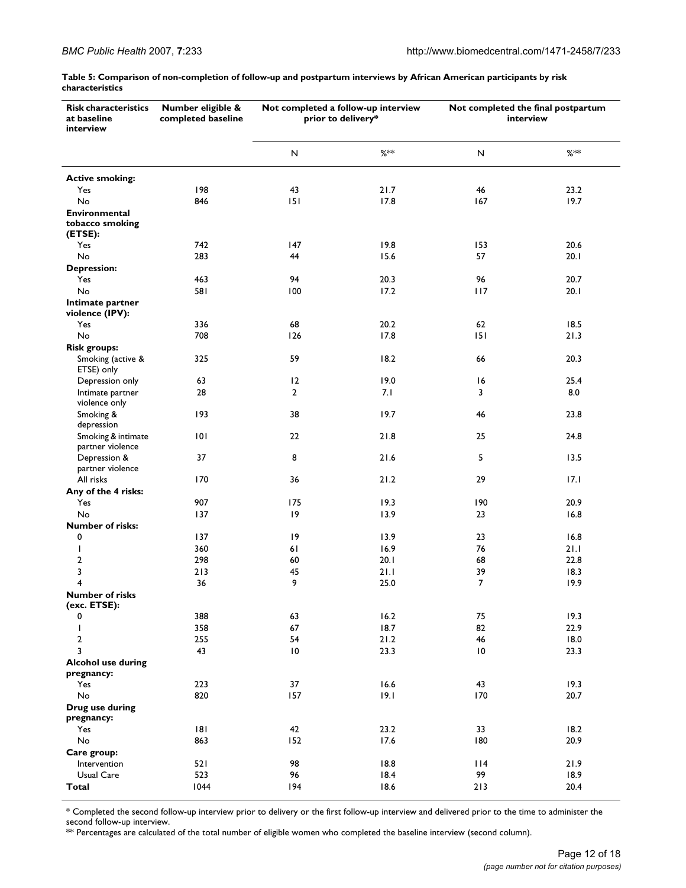**Table 5: Comparison of non-completion of follow-up and postpartum interviews by African American participants by risk characteristics**

| Risk characteristics at baseline interview | Number eligible & completed baseline | Not completed a follow-up interview prior to delivery* | | Not completed the final postpartum interview | |
|---|---|---|---|---|---|
| | | N | %** | N | %** |
| **Active smoking:** | | | | | |
| Yes | 198 | 43 | 21.7 | 46 | 23.2 |
| No | 846 | 151 | 17.8 | 167 | 19.7 |
| **Environmental tobacco smoking (ETSE):** | | | | | |
| Yes | 742 | 147 | 19.8 | 153 | 20.6 |
| No | 283 | 44 | 15.6 | 57 | 20.1 |
| **Depression:** | | | | | |
| Yes | 463 | 94 | 20.3 | 96 | 20.7 |
| No | 581 | 100 | 17.2 | 117 | 20.1 |
| **Intimate partner violence (IPV):** | | | | | |
| Yes | 336 | 68 | 20.2 | 62 | 18.5 |
| No | 708 | 126 | 17.8 | 151 | 21.3 |
| **Risk groups:** | | | | | |
| Smoking (active & ETSE) only | 325 | 59 | 18.2 | 66 | 20.3 |
| Depression only | 63 | 12 | 19.0 | 16 | 25.4 |
| Intimate partner violence only | 28 | 2 | 7.1 | 3 | 8.0 |
| Smoking & depression | 193 | 38 | 19.7 | 46 | 23.8 |
| Smoking & intimate partner violence | 101 | 22 | 21.8 | 25 | 24.8 |
| Depression & partner violence | 37 | 8 | 21.6 | 5 | 13.5 |
| All risks | 170 | 36 | 21.2 | 29 | 17.1 |
| **Any of the 4 risks:** | | | | | |
| Yes | 907 | 175 | 19.3 | 190 | 20.9 |
| No | 137 | 19 | 13.9 | 23 | 16.8 |
| **Number of risks:** | | | | | |
| 0 | 137 | 19 | 13.9 | 23 | 16.8 |
| 1 | 360 | 61 | 16.9 | 76 | 21.1 |
| 2 | 298 | 60 | 20.1 | 68 | 22.8 |
| 3 | 213 | 45 | 21.1 | 39 | 18.3 |
| 4 | 36 | 9 | 25.0 | 7 | 19.9 |
| **Number of risks (exc. ETSE):** | | | | | |
| 0 | 388 | 63 | 16.2 | 75 | 19.3 |
| 1 | 358 | 67 | 18.7 | 82 | 22.9 |
| 2 | 255 | 54 | 21.2 | 46 | 18.0 |
| 3 | 43 | 10 | 23.3 | 10 | 23.3 |
| **Alcohol use during pregnancy:** | | | | | |
| Yes | 223 | 37 | 16.6 | 43 | 19.3 |
| No | 820 | 157 | 19.1 | 170 | 20.7 |
| **Drug use during pregnancy:** | | | | | |
| Yes | 181 | 42 | 23.2 | 33 | 18.2 |
| No | 863 | 152 | 17.6 | 180 | 20.9 |
| **Care group:** | | | | | |
| Intervention | 521 | 98 | 18.8 | 114 | 21.9 |
| Usual Care | 523 | 96 | 18.4 | 99 | 18.9 |
| **Total** | 1044 | 194 | 18.6 | 213 | 20.4 |

* Completed the second follow-up interview prior to delivery or the first follow-up interview and delivered prior to the time to administer the second follow-up interview.
** Percentages are calculated of the total number of eligible women who completed the baseline interview (second column).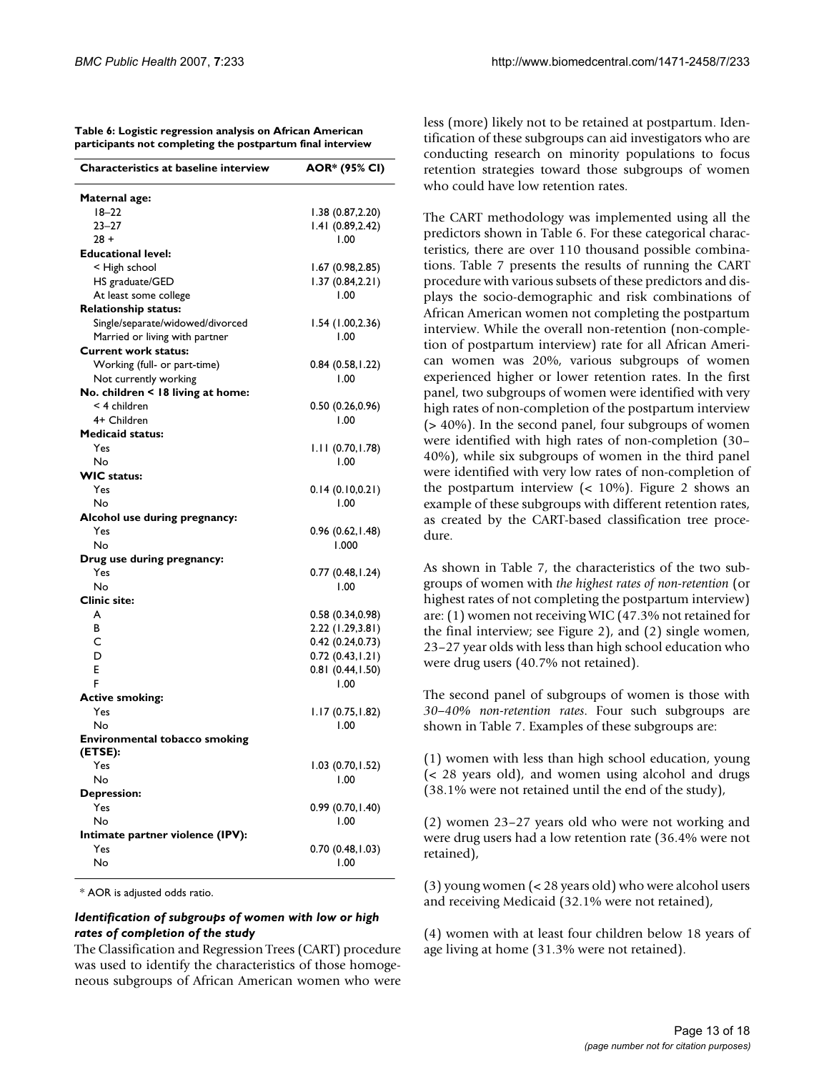**Table 6: Logistic regression analysis on African American participants not completing the postpartum final interview**

| Characteristics at baseline interview | AOR* (95% CI) |
|---|---|
| **Maternal age:** | |
| 18–22 | 1.38 (0.87,2.20) |
| 23–27 | 1.41 (0.89,2.42) |
| 28 + | 1.00 |
| **Educational level:** | |
| < High school | 1.67 (0.98,2.85) |
| HS graduate/GED | 1.37 (0.84,2.21) |
| At least some college | 1.00 |
| **Relationship status:** | |
| Single/separate/widowed/divorced | 1.54 (1.00,2.36) |
| Married or living with partner | 1.00 |
| **Current work status:** | |
| Working (full- or part-time) | 0.84 (0.58,1.22) |
| Not currently working | 1.00 |
| **No. children < 18 living at home:** | |
| < 4 children | 0.50 (0.26,0.96) |
| 4+ Children | 1.00 |
| **Medicaid status:** | |
| Yes | 1.11 (0.70,1.78) |
| No | 1.00 |
| **WIC status:** | |
| Yes | 0.14 (0.10,0.21) |
| No | 1.00 |
| **Alcohol use during pregnancy:** | |
| Yes | 0.96 (0.62,1.48) |
| No | 1.000 |
| **Drug use during pregnancy:** | |
| Yes | 0.77 (0.48,1.24) |
| No | 1.00 |
| **Clinic site:** | |
| A | 0.58 (0.34,0.98) |
| B | 2.22 (1.29,3.81) |
| C | 0.42 (0.24,0.73) |
| D | 0.72 (0.43,1.21) |
| E | 0.81 (0.44,1.50) |
| F | 1.00 |
| **Active smoking:** | |
| Yes | 1.17 (0.75,1.82) |
| No | 1.00 |
| **Environmental tobacco smoking (ETSE):** | |
| Yes | 1.03 (0.70,1.52) |
| No | 1.00 |
| **Depression:** | |
| Yes | 0.99 (0.70,1.40) |
| No | 1.00 |
| **Intimate partner violence (IPV):** | |
| Yes | 0.70 (0.48,1.03) |
| No | 1.00 |

* AOR is adjusted odds ratio.

### *Identification of subgroups of women with low or high rates of completion of the study*

The Classification and Regression Trees (CART) procedure was used to identify the characteristics of those homogeneous subgroups of African American women who were less (more) likely not to be retained at postpartum. Identification of these subgroups can aid investigators who are conducting research on minority populations to focus retention strategies toward those subgroups of women who could have low retention rates.

The CART methodology was implemented using all the predictors shown in Table 6. For these categorical characteristics, there are over 110 thousand possible combinations. Table 7 presents the results of running the CART procedure with various subsets of these predictors and displays the socio-demographic and risk combinations of African American women not completing the postpartum interview. While the overall non-retention (non-completion of postpartum interview) rate for all African American women was 20%, various subgroups of women experienced higher or lower retention rates. In the first panel, two subgroups of women were identified with very high rates of non-completion of the postpartum interview (> 40%). In the second panel, four subgroups of women were identified with high rates of non-completion (30–40%), while six subgroups of women in the third panel were identified with very low rates of non-completion of the postpartum interview (< 10%). Figure 2 shows an example of these subgroups with different retention rates, as created by the CART-based classification tree procedure.

As shown in Table 7, the characteristics of the two subgroups of women with *the highest rates of non-retention* (or highest rates of not completing the postpartum interview) are: (1) women not receiving WIC (47.3% not retained for the final interview; see Figure 2), and (2) single women, 23–27 year olds with less than high school education who were drug users (40.7% not retained).

The second panel of subgroups of women is those with *30–40% non-retention rates.* Four such subgroups are shown in Table 7. Examples of these subgroups are:

(1) women with less than high school education, young (< 28 years old), and women using alcohol and drugs (38.1% were not retained until the end of the study),

(2) women 23–27 years old who were not working and were drug users had a low retention rate (36.4% were not retained),

(3) young women (< 28 years old) who were alcohol users and receiving Medicaid (32.1% were not retained),

(4) women with at least four children below 18 years of age living at home (31.3% were not retained).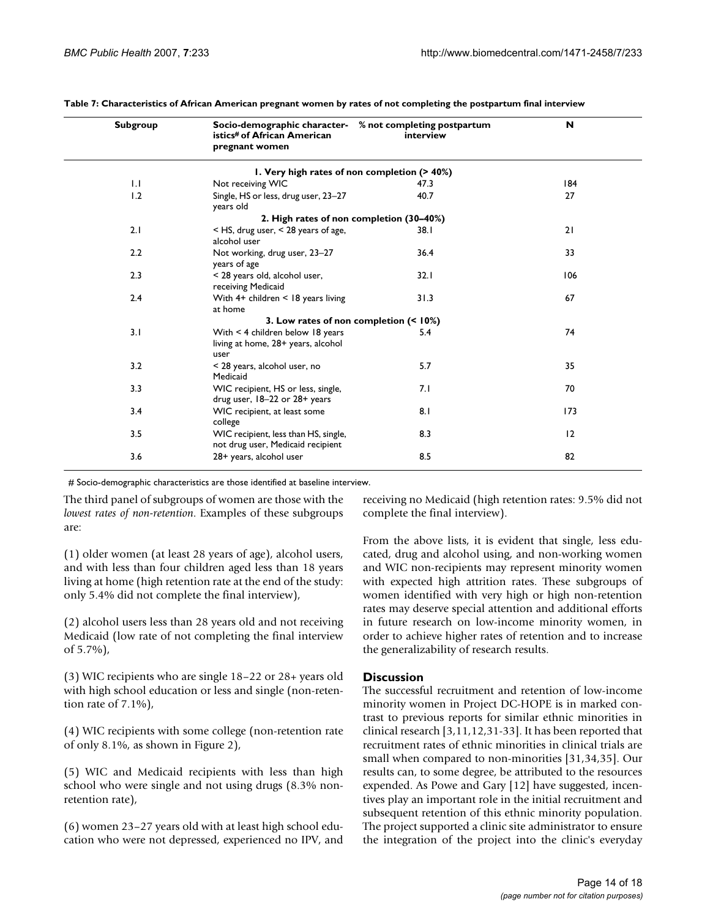**Table 7: Characteristics of African American pregnant women by rates of not completing the postpartum final interview**

| Subgroup | Socio-demographic characteristics# of African American pregnant women | % not completing postpartum interview | N |
|---|---|---|---|
| | **1. Very high rates of non completion (> 40%)** | | |
| 1.1 | Not receiving WIC | 47.3 | 184 |
| 1.2 | Single, HS or less, drug user, 23–27 years old | 40.7 | 27 |
| | **2. High rates of non completion (30–40%)** | | |
| 2.1 | < HS, drug user, < 28 years of age, alcohol user | 38.1 | 21 |
| 2.2 | Not working, drug user, 23–27 years of age | 36.4 | 33 |
| 2.3 | < 28 years old, alcohol user, receiving Medicaid | 32.1 | 106 |
| 2.4 | With 4+ children < 18 years living at home | 31.3 | 67 |
| | **3. Low rates of non completion (< 10%)** | | |
| 3.1 | With < 4 children below 18 years living at home, 28+ years, alcohol user | 5.4 | 74 |
| 3.2 | < 28 years, alcohol user, no Medicaid | 5.7 | 35 |
| 3.3 | WIC recipient, HS or less, single, drug user, 18–22 or 28+ years | 7.1 | 70 |
| 3.4 | WIC recipient, at least some college | 8.1 | 173 |
| 3.5 | WIC recipient, less than HS, single, not drug user, Medicaid recipient | 8.3 | 12 |
| 3.6 | 28+ years, alcohol user | 8.5 | 82 |

# Socio-demographic characteristics are those identified at baseline interview.

The third panel of subgroups of women are those with the *lowest rates of non-retention*. Examples of these subgroups are:

(1) older women (at least 28 years of age), alcohol users, and with less than four children aged less than 18 years living at home (high retention rate at the end of the study: only 5.4% did not complete the final interview),

(2) alcohol users less than 28 years old and not receiving Medicaid (low rate of not completing the final interview of 5.7%),

(3) WIC recipients who are single 18–22 or 28+ years old with high school education or less and single (non-retention rate of 7.1%),

(4) WIC recipients with some college (non-retention rate of only 8.1%, as shown in Figure 2),

(5) WIC and Medicaid recipients with less than high school who were single and not using drugs (8.3% non-retention rate),

(6) women 23–27 years old with at least high school education who were not depressed, experienced no IPV, and receiving no Medicaid (high retention rates: 9.5% did not complete the final interview).

From the above lists, it is evident that single, less educated, drug and alcohol using, and non-working women and WIC non-recipients may represent minority women with expected high attrition rates. These subgroups of women identified with very high or high non-retention rates may deserve special attention and additional efforts in future research on low-income minority women, in order to achieve higher rates of retention and to increase the generalizability of research results.

## Discussion

The successful recruitment and retention of low-income minority women in Project DC-HOPE is in marked contrast to previous reports for similar ethnic minorities in clinical research [3,11,12,31-33]. It has been reported that recruitment rates of ethnic minorities in clinical trials are small when compared to non-minorities [31,34,35]. Our results can, to some degree, be attributed to the resources expended. As Powe and Gary [12] have suggested, incentives play an important role in the initial recruitment and subsequent retention of this ethnic minority population. The project supported a clinic site administrator to ensure the integration of the project into the clinic's everyday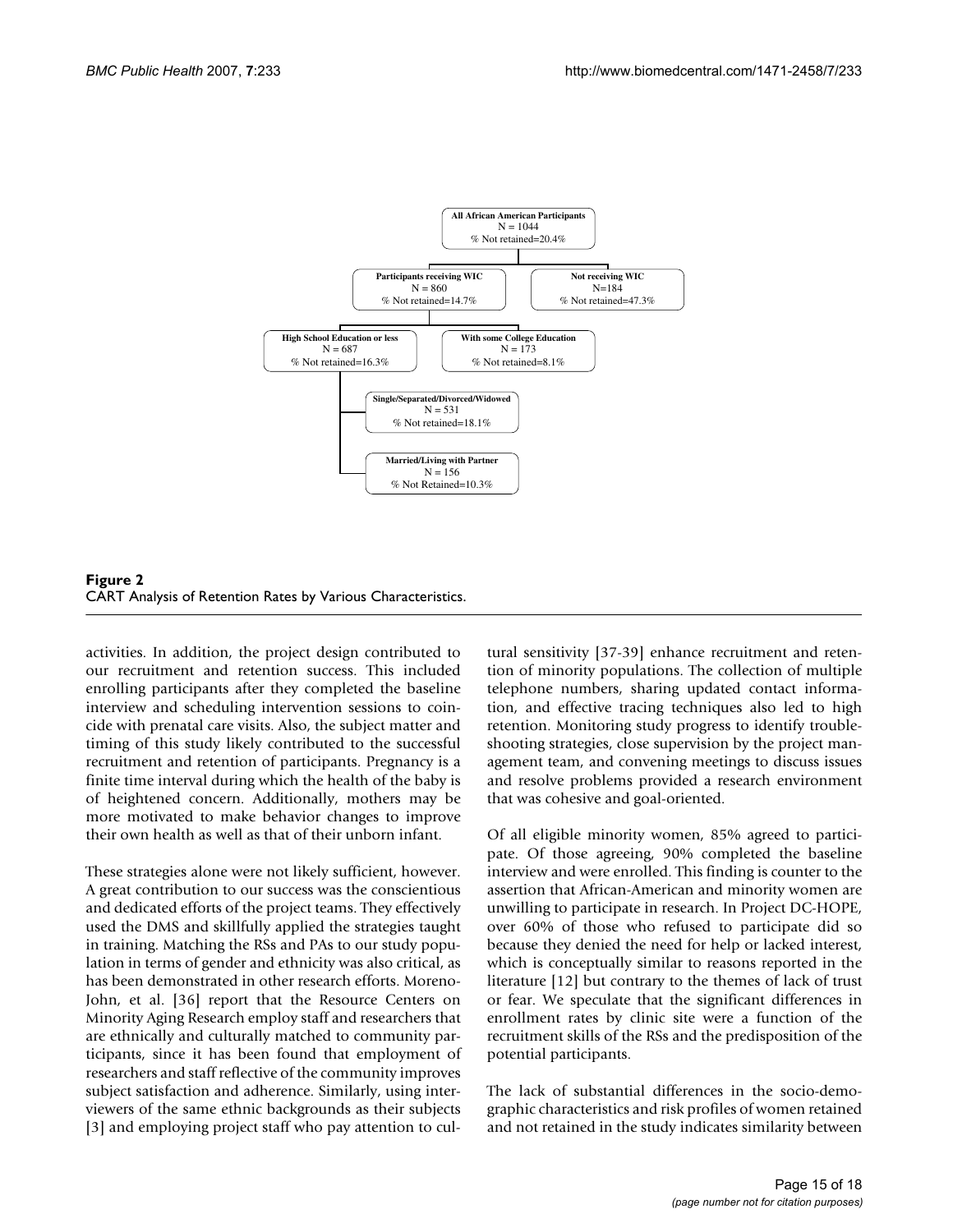All African American Participants
N = 1044
% Not retained=20.4%

Participants receiving WIC
N = 860
% Not retained=14.7%

Not receiving WIC
N=184
% Not retained=47.3%

High School Education or less
N = 687
% Not retained=16.3%

With some College Education
N = 173
% Not retained=8.1%

Single/Separated/Divorced/Widowed
N = 531
% Not retained=18.1%

Married/Living with Partner
N = 156
% Not Retained=10.3%

**Figure 2**
CART Analysis of Retention Rates by Various Characteristics.

activities. In addition, the project design contributed to our recruitment and retention success. This included enrolling participants after they completed the baseline interview and scheduling intervention sessions to coincide with prenatal care visits. Also, the subject matter and timing of this study likely contributed to the successful recruitment and retention of participants. Pregnancy is a finite time interval during which the health of the baby is of heightened concern. Additionally, mothers may be more motivated to make behavior changes to improve their own health as well as that of their unborn infant.

These strategies alone were not likely sufficient, however. A great contribution to our success was the conscientious and dedicated efforts of the project teams. They effectively used the DMS and skillfully applied the strategies taught in training. Matching the RSs and PAs to our study population in terms of gender and ethnicity was also critical, as has been demonstrated in other research efforts. Moreno-John, et al. [36] report that the Resource Centers on Minority Aging Research employ staff and researchers that are ethnically and culturally matched to community participants, since it has been found that employment of researchers and staff reflective of the community improves subject satisfaction and adherence. Similarly, using interviewers of the same ethnic backgrounds as their subjects [3] and employing project staff who pay attention to cultural sensitivity [37-39] enhance recruitment and retention of minority populations. The collection of multiple telephone numbers, sharing updated contact information, and effective tracing techniques also led to high retention. Monitoring study progress to identify troubleshooting strategies, close supervision by the project management team, and convening meetings to discuss issues and resolve problems provided a research environment that was cohesive and goal-oriented.

Of all eligible minority women, 85% agreed to participate. Of those agreeing, 90% completed the baseline interview and were enrolled. This finding is counter to the assertion that African-American and minority women are unwilling to participate in research. In Project DC-HOPE, over 60% of those who refused to participate did so because they denied the need for help or lacked interest, which is conceptually similar to reasons reported in the literature [12] but contrary to the themes of lack of trust or fear. We speculate that the significant differences in enrollment rates by clinic site were a function of the recruitment skills of the RSs and the predisposition of the potential participants.

The lack of substantial differences in the socio-demographic characteristics and risk profiles of women retained and not retained in the study indicates similarity between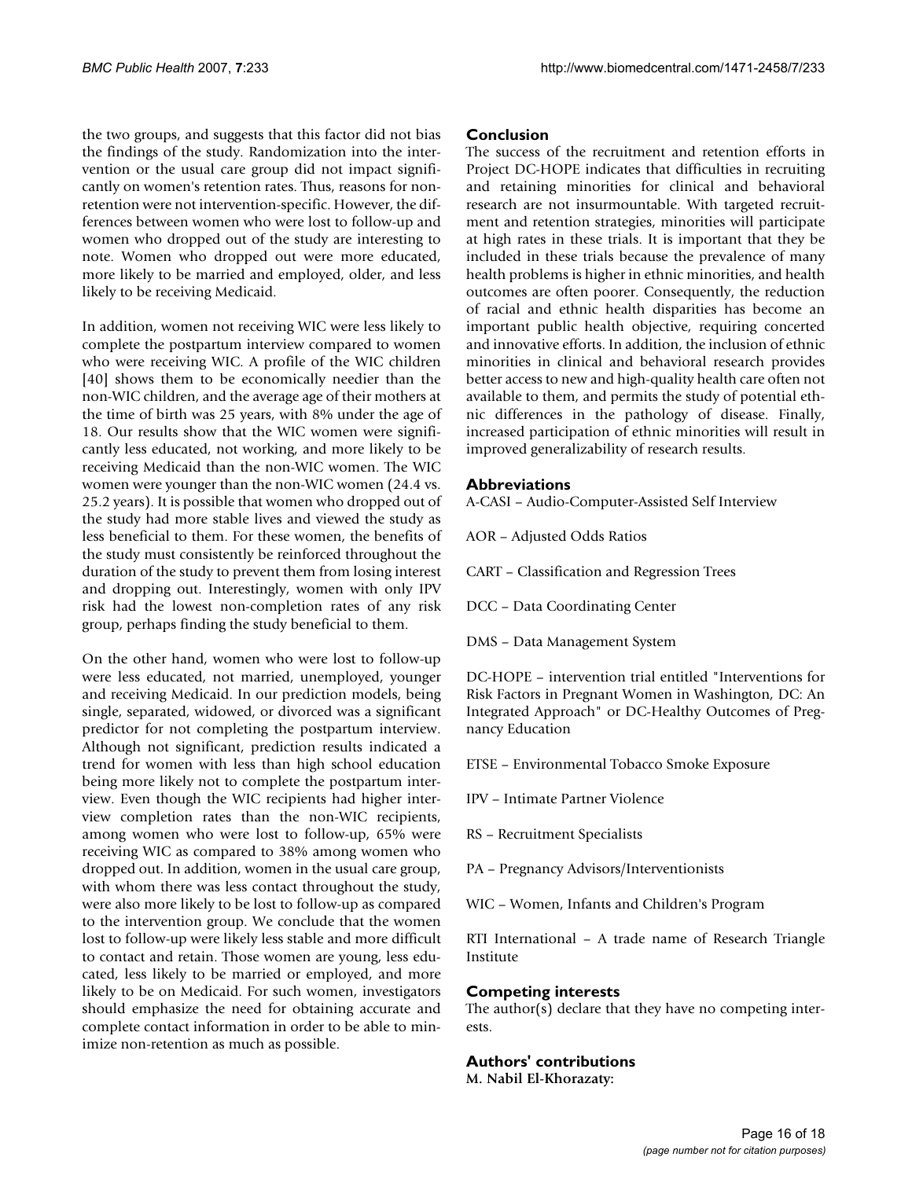the two groups, and suggests that this factor did not bias the findings of the study. Randomization into the intervention or the usual care group did not impact significantly on women's retention rates. Thus, reasons for non-retention were not intervention-specific. However, the differences between women who were lost to follow-up and women who dropped out of the study are interesting to note. Women who dropped out were more educated, more likely to be married and employed, older, and less likely to be receiving Medicaid.

In addition, women not receiving WIC were less likely to complete the postpartum interview compared to women who were receiving WIC. A profile of the WIC children [40] shows them to be economically needier than the non-WIC children, and the average age of their mothers at the time of birth was 25 years, with 8% under the age of 18. Our results show that the WIC women were significantly less educated, not working, and more likely to be receiving Medicaid than the non-WIC women. The WIC women were younger than the non-WIC women (24.4 vs. 25.2 years). It is possible that women who dropped out of the study had more stable lives and viewed the study as less beneficial to them. For these women, the benefits of the study must consistently be reinforced throughout the duration of the study to prevent them from losing interest and dropping out. Interestingly, women with only IPV risk had the lowest non-completion rates of any risk group, perhaps finding the study beneficial to them.

On the other hand, women who were lost to follow-up were less educated, not married, unemployed, younger and receiving Medicaid. In our prediction models, being single, separated, widowed, or divorced was a significant predictor for not completing the postpartum interview. Although not significant, prediction results indicated a trend for women with less than high school education being more likely not to complete the postpartum interview. Even though the WIC recipients had higher interview completion rates than the non-WIC recipients, among women who were lost to follow-up, 65% were receiving WIC as compared to 38% among women who dropped out. In addition, women in the usual care group, with whom there was less contact throughout the study, were also more likely to be lost to follow-up as compared to the intervention group. We conclude that the women lost to follow-up were likely less stable and more difficult to contact and retain. Those women are young, less educated, less likely to be married or employed, and more likely to be on Medicaid. For such women, investigators should emphasize the need for obtaining accurate and complete contact information in order to be able to minimize non-retention as much as possible.

## Conclusion

The success of the recruitment and retention efforts in Project DC-HOPE indicates that difficulties in recruiting and retaining minorities for clinical and behavioral research are not insurmountable. With targeted recruitment and retention strategies, minorities will participate at high rates in these trials. It is important that they be included in these trials because the prevalence of many health problems is higher in ethnic minorities, and health outcomes are often poorer. Consequently, the reduction of racial and ethnic health disparities has become an important public health objective, requiring concerted and innovative efforts. In addition, the inclusion of ethnic minorities in clinical and behavioral research provides better access to new and high-quality health care often not available to them, and permits the study of potential ethnic differences in the pathology of disease. Finally, increased participation of ethnic minorities will result in improved generalizability of research results.

## Abbreviations

A-CASI – Audio-Computer-Assisted Self Interview

AOR – Adjusted Odds Ratios

CART – Classification and Regression Trees

DCC – Data Coordinating Center

DMS – Data Management System

DC-HOPE – intervention trial entitled "Interventions for Risk Factors in Pregnant Women in Washington, DC: An Integrated Approach" or DC-Healthy Outcomes of Pregnancy Education

ETSE – Environmental Tobacco Smoke Exposure

IPV – Intimate Partner Violence

RS – Recruitment Specialists

PA – Pregnancy Advisors/Interventionists

WIC – Women, Infants and Children's Program

RTI International – A trade name of Research Triangle Institute

## Competing interests

The author(s) declare that they have no competing interests.

## Authors' contributions

**M. Nabil El-Khorazaty:**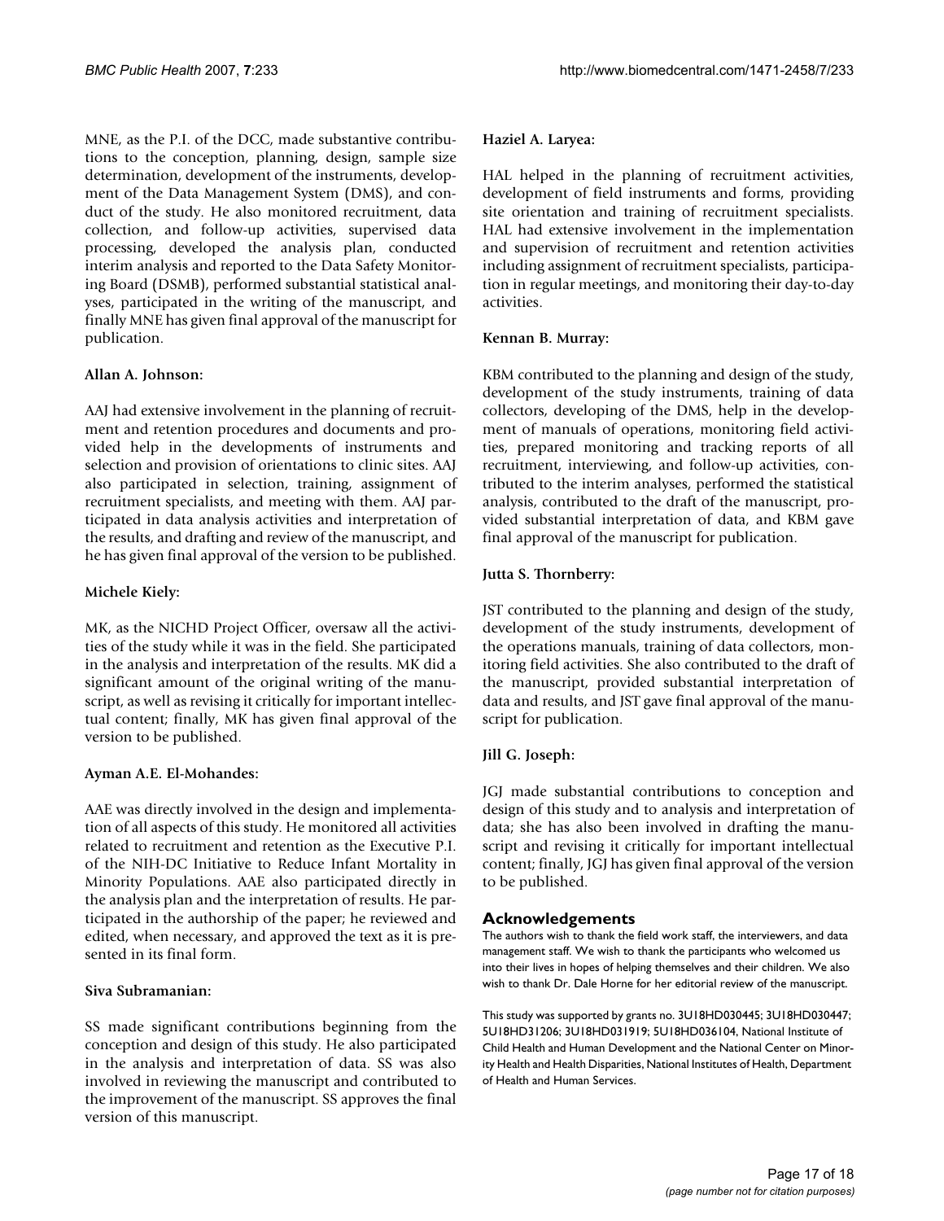MNE, as the P.I. of the DCC, made substantive contributions to the conception, planning, design, sample size determination, development of the instruments, development of the Data Management System (DMS), and conduct of the study. He also monitored recruitment, data collection, and follow-up activities, supervised data processing, developed the analysis plan, conducted interim analysis and reported to the Data Safety Monitoring Board (DSMB), performed substantial statistical analyses, participated in the writing of the manuscript, and finally MNE has given final approval of the manuscript for publication.

**Allan A. Johnson:**

AAJ had extensive involvement in the planning of recruitment and retention procedures and documents and provided help in the developments of instruments and selection and provision of orientations to clinic sites. AAJ also participated in selection, training, assignment of recruitment specialists, and meeting with them. AAJ participated in data analysis activities and interpretation of the results, and drafting and review of the manuscript, and he has given final approval of the version to be published.

**Michele Kiely:**

MK, as the NICHD Project Officer, oversaw all the activities of the study while it was in the field. She participated in the analysis and interpretation of the results. MK did a significant amount of the original writing of the manuscript, as well as revising it critically for important intellectual content; finally, MK has given final approval of the version to be published.

**Ayman A.E. El-Mohandes:**

AAE was directly involved in the design and implementation of all aspects of this study. He monitored all activities related to recruitment and retention as the Executive P.I. of the NIH-DC Initiative to Reduce Infant Mortality in Minority Populations. AAE also participated directly in the analysis plan and the interpretation of results. He participated in the authorship of the paper; he reviewed and edited, when necessary, and approved the text as it is presented in its final form.

**Siva Subramanian:**

SS made significant contributions beginning from the conception and design of this study. He also participated in the analysis and interpretation of data. SS was also involved in reviewing the manuscript and contributed to the improvement of the manuscript. SS approves the final version of this manuscript.

**Haziel A. Laryea:**

HAL helped in the planning of recruitment activities, development of field instruments and forms, providing site orientation and training of recruitment specialists. HAL had extensive involvement in the implementation and supervision of recruitment and retention activities including assignment of recruitment specialists, participation in regular meetings, and monitoring their day-to-day activities.

**Kennan B. Murray:**

KBM contributed to the planning and design of the study, development of the study instruments, training of data collectors, developing of the DMS, help in the development of manuals of operations, monitoring field activities, prepared monitoring and tracking reports of all recruitment, interviewing, and follow-up activities, contributed to the interim analyses, performed the statistical analysis, contributed to the draft of the manuscript, provided substantial interpretation of data, and KBM gave final approval of the manuscript for publication.

**Jutta S. Thornberry:**

JST contributed to the planning and design of the study, development of the study instruments, development of the operations manuals, training of data collectors, monitoring field activities. She also contributed to the draft of the manuscript, provided substantial interpretation of data and results, and JST gave final approval of the manuscript for publication.

**Jill G. Joseph:**

JGJ made substantial contributions to conception and design of this study and to analysis and interpretation of data; she has also been involved in drafting the manuscript and revising it critically for important intellectual content; finally, JGJ has given final approval of the version to be published.

## Acknowledgements

The authors wish to thank the field work staff, the interviewers, and data management staff. We wish to thank the participants who welcomed us into their lives in hopes of helping themselves and their children. We also wish to thank Dr. Dale Horne for her editorial review of the manuscript.

This study was supported by grants no. 3U18HD030445; 3U18HD030447; 5U18HD31206; 3U18HD031919; 5U18HD036104, National Institute of Child Health and Human Development and the National Center on Minority Health and Health Disparities, National Institutes of Health, Department of Health and Human Services.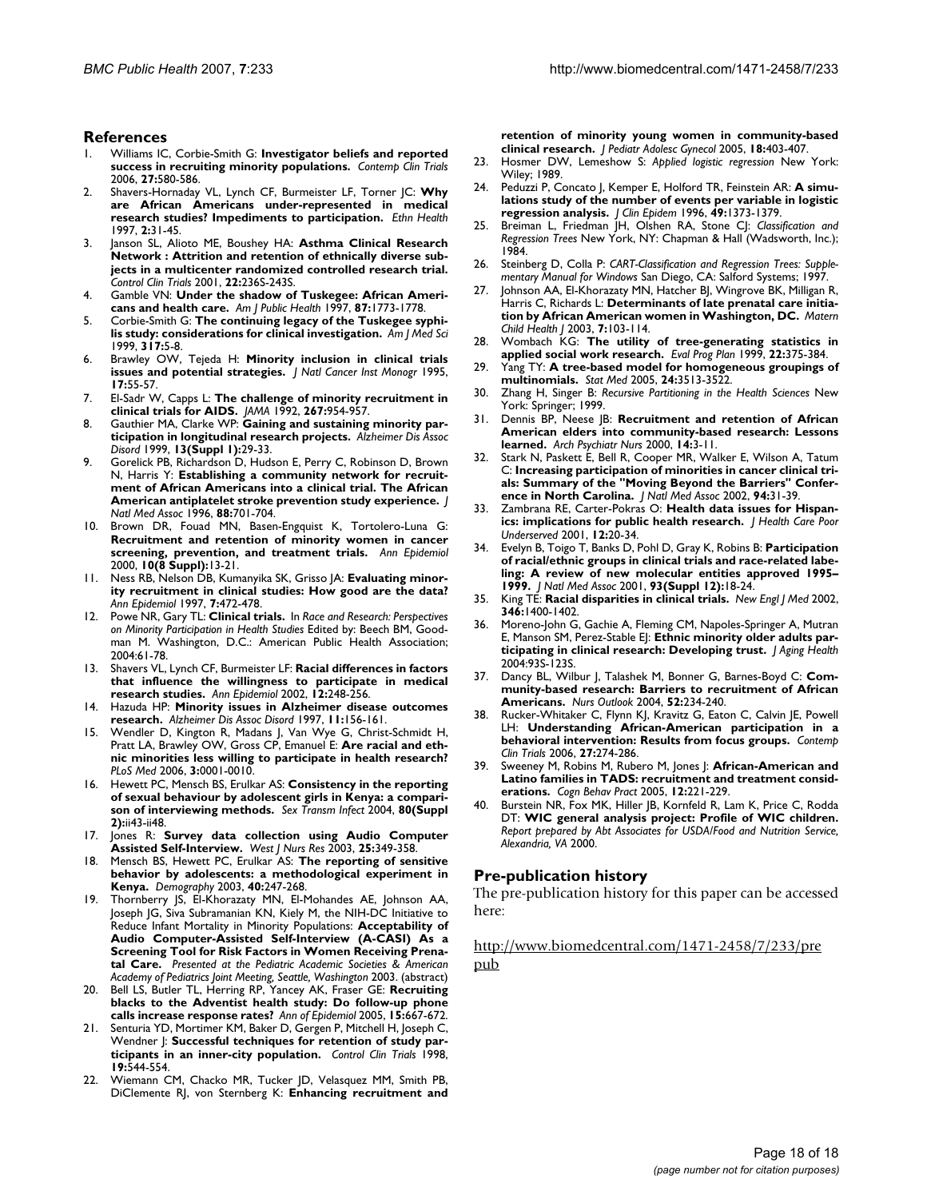## References

1. Williams IC, Corbie-Smith G: **Investigator beliefs and reported success in recruiting minority populations.** *Contemp Clin Trials* 2006, **27:**580-586.
2. Shavers-Hornaday VL, Lynch CF, Burmeister LF, Torner JC: **Why are African Americans under-represented in medical research studies? Impediments to participation.** *Ethn Health* 1997, **2:**31-45.
3. Janson SL, Alioto ME, Boushey HA: **Asthma Clinical Research Network : Attrition and retention of ethnically diverse subjects in a multicenter randomized controlled research trial.** *Control Clin Trials* 2001, **22:**236S-243S.
4. Gamble VN: **Under the shadow of Tuskegee: African Americans and health care.** *Am J Public Health* 1997, **87:**1773-1778.
5. Corbie-Smith G: **The continuing legacy of the Tuskegee syphilis study: considerations for clinical investigation.** *Am J Med Sci* 1999, **317:**5-8.
6. Brawley OW, Tejeda H: **Minority inclusion in clinical trials issues and potential strategies.** *J Natl Cancer Inst Monogr* 1995, **17:**55-57.
7. El-Sadr W, Capps L: **The challenge of minority recruitment in clinical trials for AIDS.** *JAMA* 1992, **267:**954-957.
8. Gauthier MA, Clarke WP: **Gaining and sustaining minority participation in longitudinal research projects.** *Alzheimer Dis Assoc Disord* 1999, **13(Suppl 1):**29-33.
9. Gorelick PB, Richardson D, Hudson E, Perry C, Robinson D, Brown N, Harris Y: **Establishing a community network for recruitment of African Americans into a clinical trial. The African American antiplatelet stroke prevention study experience.** *J Natl Med Assoc* 1996, **88:**701-704.
10. Brown DR, Fouad MN, Basen-Engquist K, Tortolero-Luna G: **Recruitment and retention of minority women in cancer screening, prevention, and treatment trials.** *Ann Epidemiol* 2000, **10(8 Suppl):**13-21.
11. Ness RB, Nelson DB, Kumanyika SK, Grisso JA: **Evaluating minority recruitment in clinical studies: How good are the data?** *Ann Epidemiol* 1997, **7:**472-478.
12. Powe NR, Gary TL: **Clinical trials.** In *Race and Research: Perspectives on Minority Participation in Health Studies* Edited by: Beech BM, Goodman M. Washington, D.C.: American Public Health Association; 2004:61-78.
13. Shavers VL, Lynch CF, Burmeister LF: **Racial differences in factors that influence the willingness to participate in medical research studies.** *Ann Epidemiol* 2002, **12:**248-256.
14. Hazuda HP: **Minority issues in Alzheimer disease outcomes research.** *Alzheimer Dis Assoc Disord* 1997, **11:**156-161.
15. Wendler D, Kington R, Madans J, Van Wye G, Christ-Schmidt H, Pratt LA, Brawley OW, Gross CP, Emanuel E: **Are racial and ethnic minorities less willing to participate in health research?** *PLoS Med* 2006, **3:**0001-0010.
16. Hewett PC, Mensch BS, Erulkar AS: **Consistency in the reporting of sexual behaviour by adolescent girls in Kenya: a comparison of interviewing methods.** *Sex Transm Infect* 2004, **80(Suppl 2):**ii43-ii48.
17. Jones R: **Survey data collection using Audio Computer Assisted Self-Interview.** *West J Nurs Res* 2003, **25:**349-358.
18. Mensch BS, Hewett PC, Erulkar AS: **The reporting of sensitive behavior by adolescents: a methodological experiment in Kenya.** *Demography* 2003, **40:**247-268.
19. Thornberry JS, El-Khorazaty MN, El-Mohandes AE, Johnson AA, Joseph JG, Siva Subramanian KN, Kiely M, the NIH-DC Initiative to Reduce Infant Mortality in Minority Populations: **Acceptability of Audio Computer-Assisted Self-Interview (A-CASI) As a Screening Tool for Risk Factors in Women Receiving Prenatal Care.** *Presented at the Pediatric Academic Societies & American Academy of Pediatrics Joint Meeting, Seattle, Washington* 2003. (abstract)
20. Bell LS, Butler TL, Herring RP, Yancey AK, Fraser GE: **Recruiting blacks to the Adventist health study: Do follow-up phone calls increase response rates?** *Ann of Epidemiol* 2005, **15:**667-672.
21. Senturia YD, Mortimer KM, Baker D, Gergen P, Mitchell H, Joseph C, Wendner J: **Successful techniques for retention of study participants in an inner-city population.** *Control Clin Trials* 1998, **19:**544-554.
22. Wiemann CM, Chacko MR, Tucker JD, Velasquez MM, Smith PB, DiClemente RJ, von Sternberg K: **Enhancing recruitment and retention of minority young women in community-based clinical research.** *J Pediatr Adolesc Gynecol* 2005, **18:**403-407.
23. Hosmer DW, Lemeshow S: *Applied logistic regression* New York: Wiley; 1989.
24. Peduzzi P, Concato J, Kemper E, Holford TR, Feinstein AR: **A simulations study of the number of events per variable in logistic regression analysis.** *J Clin Epidem* 1996, **49:**1373-1379.
25. Breiman L, Friedman JH, Olshen RA, Stone CJ: *Classification and Regression Trees* New York, NY: Chapman & Hall (Wadsworth, Inc.); 1984.
26. Steinberg D, Colla P: *CART-Classification and Regression Trees: Supplementary Manual for Windows* San Diego, CA: Salford Systems; 1997.
27. Johnson AA, El-Khorazaty MN, Hatcher BJ, Wingrove BK, Milligan R, Harris C, Richards L: **Determinants of late prenatal care initiation by African American women in Washington, DC.** *Matern Child Health J* 2003, **7:**103-114.
28. Wombach KG: **The utility of tree-generating statistics in applied social work research.** *Eval Prog Plan* 1999, **22:**375-384.
29. Yang TY: **A tree-based model for homogeneous groupings of multinomials.** *Stat Med* 2005, **24:**3513-3522.
30. Zhang H, Singer B: *Recursive Partitioning in the Health Sciences* New York: Springer; 1999.
31. Dennis BP, Neese JB: **Recruitment and retention of African American elders into community-based research: Lessons learned.** *Arch Psychiatr Nurs* 2000, **14:**3-11.
32. Stark N, Paskett E, Bell R, Cooper MR, Walker E, Wilson A, Tatum C: **Increasing participation of minorities in cancer clinical trials: Summary of the "Moving Beyond the Barriers" Conference in North Carolina.** *J Natl Med Assoc* 2002, **94:**31-39.
33. Zambrana RE, Carter-Pokras O: **Health data issues for Hispanics: implications for public health research.** *J Health Care Poor Underserved* 2001, **12:**20-34.
34. Evelyn B, Toigo T, Banks D, Pohl D, Gray K, Robins B: **Participation of racial/ethnic groups in clinical trials and race-related labeling: A review of new molecular entities approved 1995–1999.** *J Natl Med Assoc* 2001, **93(Suppl 12):**18-24.
35. King TE: **Racial disparities in clinical trials.** *New Engl J Med* 2002, **346:**1400-1402.
36. Moreno-John G, Gachie A, Fleming CM, Napoles-Springer A, Mutran E, Manson SM, Perez-Stable EJ: **Ethnic minority older adults participating in clinical research: Developing trust.** *J Aging Health* 2004:93S-123S.
37. Dancy BL, Wilbur J, Talashek M, Bonner G, Barnes-Boyd C: **Community-based research: Barriers to recruitment of African Americans.** *Nurs Outlook* 2004, **52:**234-240.
38. Rucker-Whitaker C, Flynn KJ, Kravitz G, Eaton C, Calvin JE, Powell LH: **Understanding African-American participation in a behavioral intervention: Results from focus groups.** *Contemp Clin Trials* 2006, **27:**274-286.
39. Sweeney M, Robins M, Rubero M, Jones J: **African-American and Latino families in TADS: recruitment and treatment considerations.** *Cogn Behav Pract* 2005, **12:**221-229.
40. Burstein NR, Fox MK, Hiller JB, Kornfeld R, Lam K, Price C, Rodda DT: **WIC general analysis project: Profile of WIC children.** *Report prepared by Abt Associates for USDA/Food and Nutrition Service, Alexandria, VA* 2000.

## Pre-publication history

The pre-publication history for this paper can be accessed here:

http://www.biomedcentral.com/1471-2458/7/233/prepub